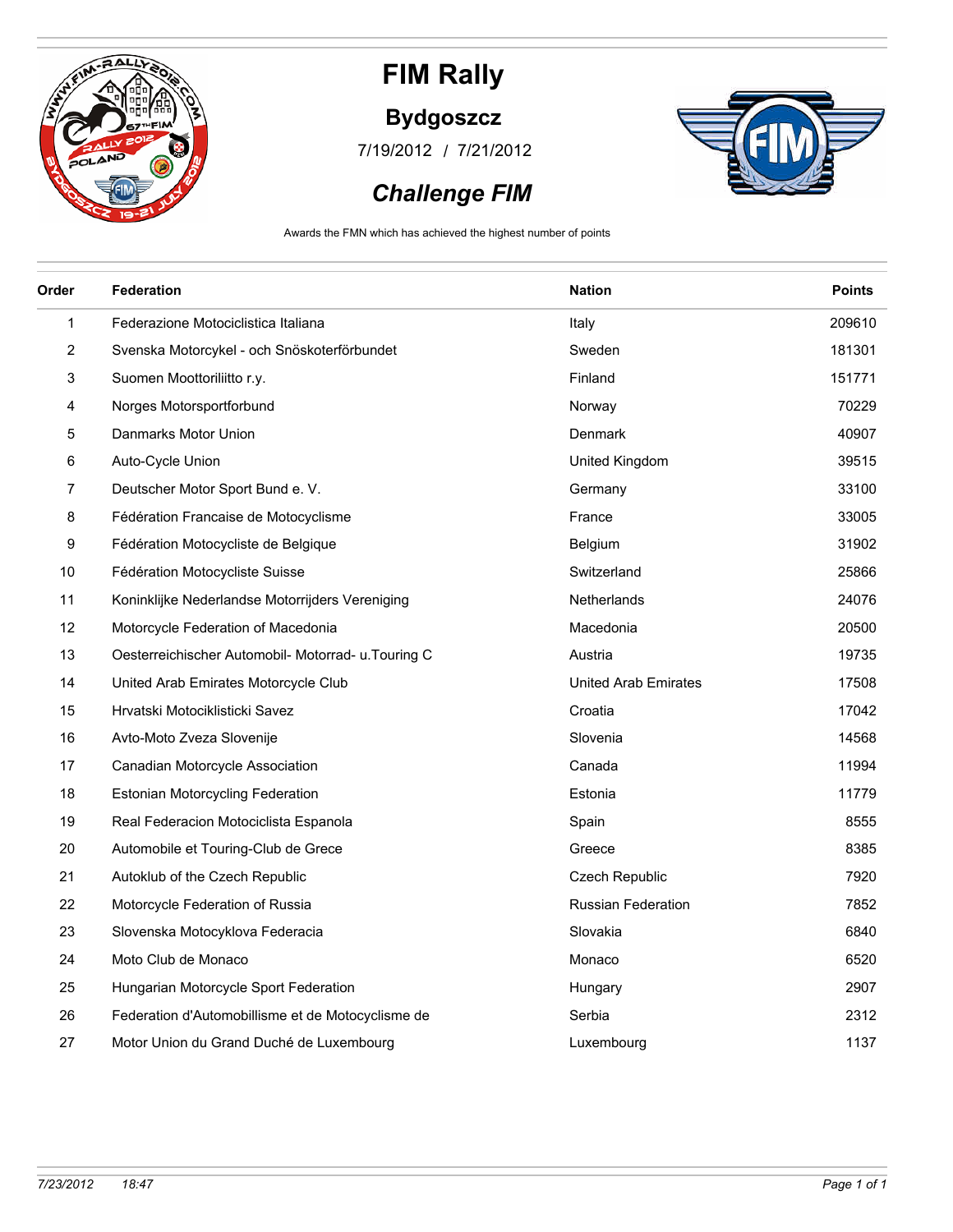# FIM Rally

## Bydgoszcz

7/19/2012 / 7/21/2012

## *Challenge FIM*

Awards the FMN which has achieved the highest number of points

| Order | Federation | Nation | Points |
|---|---|---|---|
| 1 | Federazione Motociclistica Italiana | Italy | 209610 |
| 2 | Svenska Motorcykel - och Snöskoterförbundet | Sweden | 181301 |
| 3 | Suomen Moottoriliitto r.y. | Finland | 151771 |
| 4 | Norges Motorsportforbund | Norway | 70229 |
| 5 | Danmarks Motor Union | Denmark | 40907 |
| 6 | Auto-Cycle Union | United Kingdom | 39515 |
| 7 | Deutscher Motor Sport Bund e. V. | Germany | 33100 |
| 8 | Fédération Francaise de Motocyclisme | France | 33005 |
| 9 | Fédération Motocycliste de Belgique | Belgium | 31902 |
| 10 | Fédération Motocycliste Suisse | Switzerland | 25866 |
| 11 | Koninklijke Nederlandse Motorrijders Vereniging | Netherlands | 24076 |
| 12 | Motorcycle Federation of Macedonia | Macedonia | 20500 |
| 13 | Oesterreichischer Automobil- Motorrad- u.Touring C | Austria | 19735 |
| 14 | United Arab Emirates Motorcycle Club | United Arab Emirates | 17508 |
| 15 | Hrvatski Motociklisticki Savez | Croatia | 17042 |
| 16 | Avto-Moto Zveza Slovenije | Slovenia | 14568 |
| 17 | Canadian Motorcycle Association | Canada | 11994 |
| 18 | Estonian Motorcycling Federation | Estonia | 11779 |
| 19 | Real Federacion Motociclista Espanola | Spain | 8555 |
| 20 | Automobile et Touring-Club de Grece | Greece | 8385 |
| 21 | Autoklub of the Czech Republic | Czech Republic | 7920 |
| 22 | Motorcycle Federation of Russia | Russian Federation | 7852 |
| 23 | Slovenska Motocyklova Federacia | Slovakia | 6840 |
| 24 | Moto Club de Monaco | Monaco | 6520 |
| 25 | Hungarian Motorcycle Sport Federation | Hungary | 2907 |
| 26 | Federation d'Automobillisme et de Motocyclisme de | Serbia | 2312 |
| 27 | Motor Union du Grand Duché de Luxembourg | Luxembourg | 1137 |

*7/23/2012 18:47*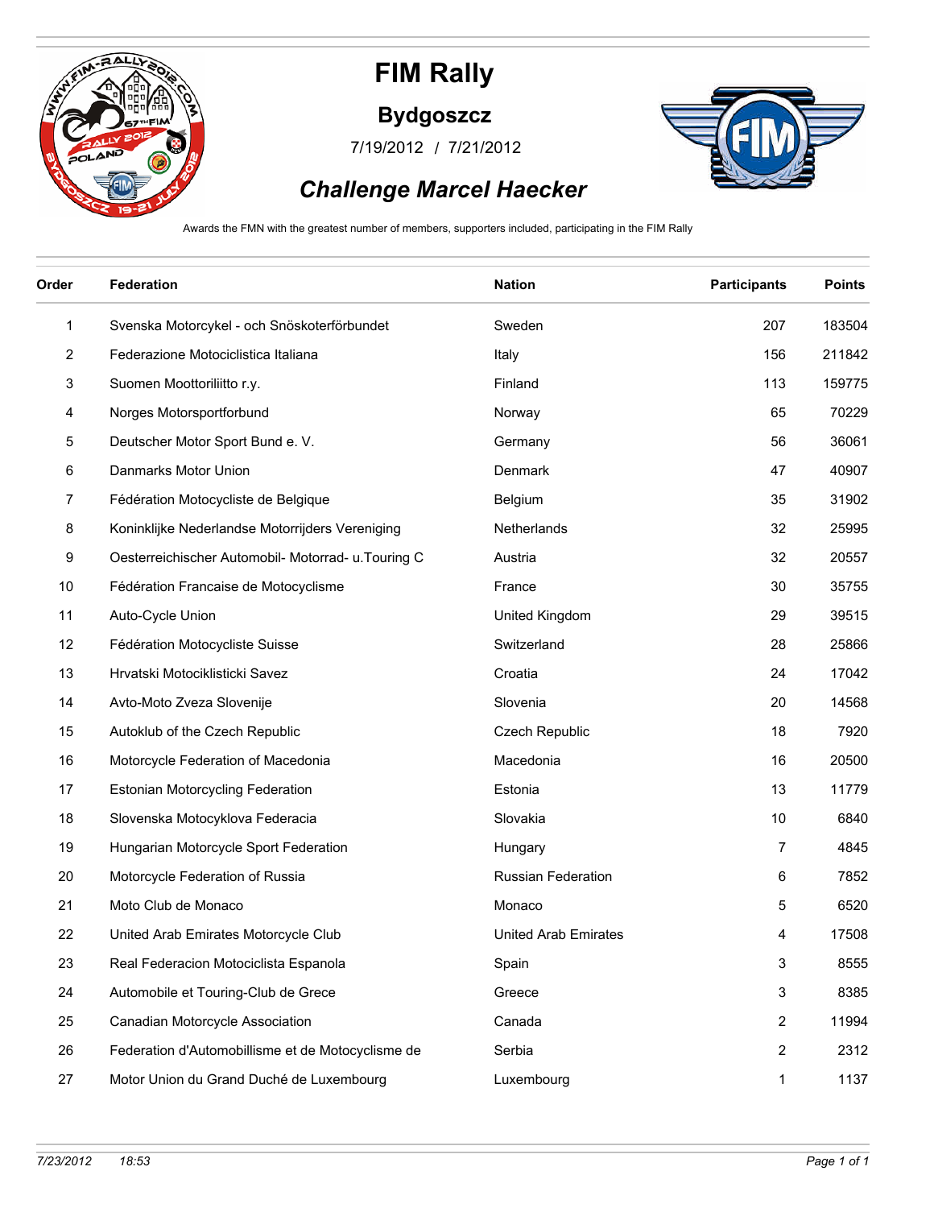# FIM Rally

## Bydgoszcz

7/19/2012 / 7/21/2012

## *Challenge Marcel Haecker*

Awards the FMN with the greatest number of members, supporters included, participating in the FIM Rally

| Order | Federation | Nation | Participants | Points |
|---|---|---|---|---|
| 1 | Svenska Motorcykel - och Snöskoterförbundet | Sweden | 207 | 183504 |
| 2 | Federazione Motociclistica Italiana | Italy | 156 | 211842 |
| 3 | Suomen Moottoriliitto r.y. | Finland | 113 | 159775 |
| 4 | Norges Motorsportforbund | Norway | 65 | 70229 |
| 5 | Deutscher Motor Sport Bund e. V. | Germany | 56 | 36061 |
| 6 | Danmarks Motor Union | Denmark | 47 | 40907 |
| 7 | Fédération Motocycliste de Belgique | Belgium | 35 | 31902 |
| 8 | Koninklijke Nederlandse Motorrijders Vereniging | Netherlands | 32 | 25995 |
| 9 | Oesterreichischer Automobil- Motorrad- u.Touring C | Austria | 32 | 20557 |
| 10 | Fédération Francaise de Motocyclisme | France | 30 | 35755 |
| 11 | Auto-Cycle Union | United Kingdom | 29 | 39515 |
| 12 | Fédération Motocycliste Suisse | Switzerland | 28 | 25866 |
| 13 | Hrvatski Motociklisticki Savez | Croatia | 24 | 17042 |
| 14 | Avto-Moto Zveza Slovenije | Slovenia | 20 | 14568 |
| 15 | Autoklub of the Czech Republic | Czech Republic | 18 | 7920 |
| 16 | Motorcycle Federation of Macedonia | Macedonia | 16 | 20500 |
| 17 | Estonian Motorcycling Federation | Estonia | 13 | 11779 |
| 18 | Slovenska Motocyklova Federacia | Slovakia | 10 | 6840 |
| 19 | Hungarian Motorcycle Sport Federation | Hungary | 7 | 4845 |
| 20 | Motorcycle Federation of Russia | Russian Federation | 6 | 7852 |
| 21 | Moto Club de Monaco | Monaco | 5 | 6520 |
| 22 | United Arab Emirates Motorcycle Club | United Arab Emirates | 4 | 17508 |
| 23 | Real Federacion Motociclista Espanola | Spain | 3 | 8555 |
| 24 | Automobile et Touring-Club de Grece | Greece | 3 | 8385 |
| 25 | Canadian Motorcycle Association | Canada | 2 | 11994 |
| 26 | Federation d'Automobillisme et de Motocyclisme de | Serbia | 2 | 2312 |
| 27 | Motor Union du Grand Duché de Luxembourg | Luxembourg | 1 | 1137 |

*7/23/2012 18:53*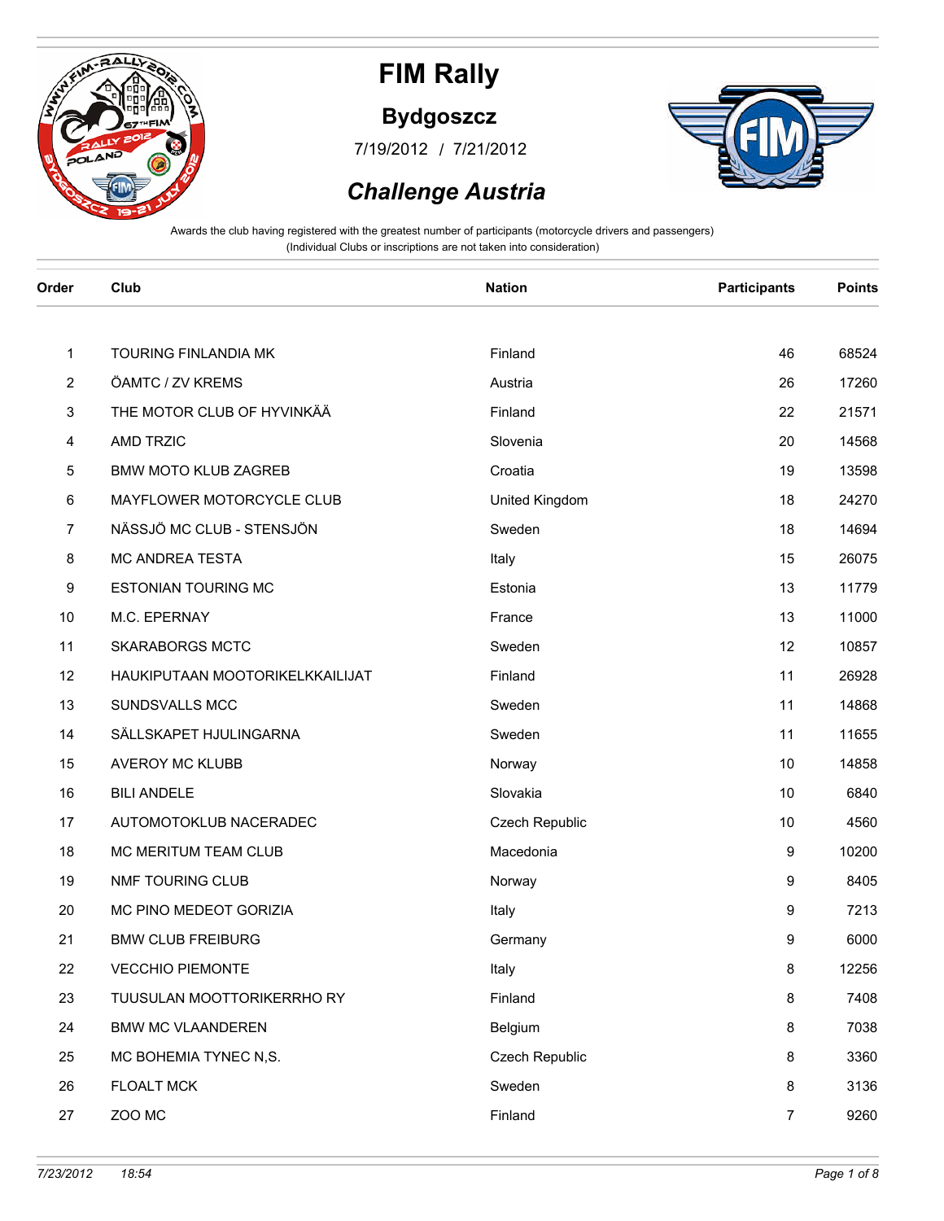# FIM Rally

## Bydgoszcz

7/19/2012 / 7/21/2012

## *Challenge Austria*

Awards the club having registered with the greatest number of participants (motorcycle drivers and passengers)
(Individual Clubs or inscriptions are not taken into consideration)

| Order | Club | Nation | Participants | Points |
|---|---|---|---|---|
| 1 | TOURING FINLANDIA MK | Finland | 46 | 68524 |
| 2 | ÖAMTC / ZV KREMS | Austria | 26 | 17260 |
| 3 | THE MOTOR CLUB OF HYVINKÄÄ | Finland | 22 | 21571 |
| 4 | AMD TRZIC | Slovenia | 20 | 14568 |
| 5 | BMW MOTO KLUB ZAGREB | Croatia | 19 | 13598 |
| 6 | MAYFLOWER MOTORCYCLE CLUB | United Kingdom | 18 | 24270 |
| 7 | NÄSSJÖ MC CLUB - STENSJÖN | Sweden | 18 | 14694 |
| 8 | MC ANDREA TESTA | Italy | 15 | 26075 |
| 9 | ESTONIAN TOURING MC | Estonia | 13 | 11779 |
| 10 | M.C. EPERNAY | France | 13 | 11000 |
| 11 | SKARABORGS MCTC | Sweden | 12 | 10857 |
| 12 | HAUKIPUTAAN MOOTORIKELKKAILIJAT | Finland | 11 | 26928 |
| 13 | SUNDSVALLS MCC | Sweden | 11 | 14868 |
| 14 | SÄLLSKAPET HJULINGARNA | Sweden | 11 | 11655 |
| 15 | AVEROY MC KLUBB | Norway | 10 | 14858 |
| 16 | BILI ANDELE | Slovakia | 10 | 6840 |
| 17 | AUTOMOTOKLUB NACERADEC | Czech Republic | 10 | 4560 |
| 18 | MC MERITUM TEAM CLUB | Macedonia | 9 | 10200 |
| 19 | NMF TOURING CLUB | Norway | 9 | 8405 |
| 20 | MC PINO MEDEOT GORIZIA | Italy | 9 | 7213 |
| 21 | BMW CLUB FREIBURG | Germany | 9 | 6000 |
| 22 | VECCHIO PIEMONTE | Italy | 8 | 12256 |
| 23 | TUUSULAN MOOTTORIKERRHO RY | Finland | 8 | 7408 |
| 24 | BMW MC VLAANDEREN | Belgium | 8 | 7038 |
| 25 | MC BOHEMIA TYNEC N,S. | Czech Republic | 8 | 3360 |
| 26 | FLOALT MCK | Sweden | 8 | 3136 |
| 27 | ZOO MC | Finland | 7 | 9260 |

7/23/2012 18:54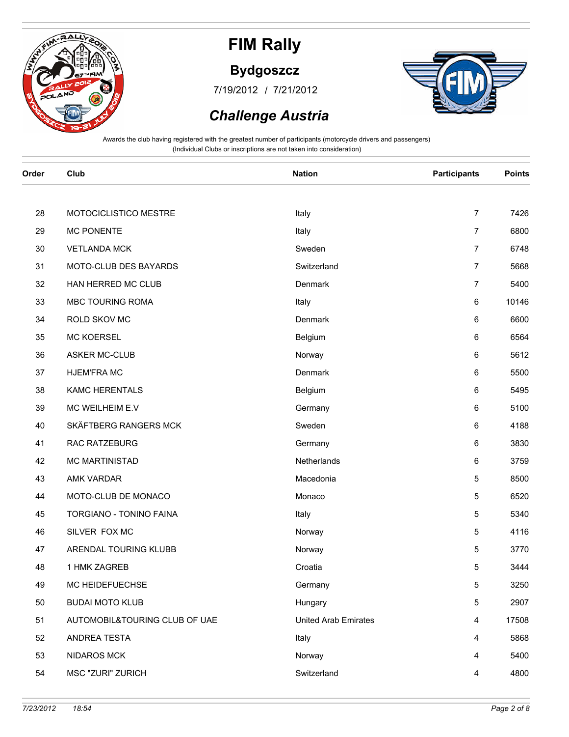# FIM Rally

## Bydgoszcz

7/19/2012 / 7/21/2012

## *Challenge Austria*

Awards the club having registered with the greatest number of participants (motorcycle drivers and passengers)
(Individual Clubs or inscriptions are not taken into consideration)

| Order | Club | Nation | Participants | Points |
|---|---|---|---|---|
| 28 | MOTOCICLISTICO MESTRE | Italy | 7 | 7426 |
| 29 | MC PONENTE | Italy | 7 | 6800 |
| 30 | VETLANDA MCK | Sweden | 7 | 6748 |
| 31 | MOTO-CLUB DES BAYARDS | Switzerland | 7 | 5668 |
| 32 | HAN HERRED MC CLUB | Denmark | 7 | 5400 |
| 33 | MBC TOURING ROMA | Italy | 6 | 10146 |
| 34 | ROLD SKOV MC | Denmark | 6 | 6600 |
| 35 | MC KOERSEL | Belgium | 6 | 6564 |
| 36 | ASKER MC-CLUB | Norway | 6 | 5612 |
| 37 | HJEM'FRA MC | Denmark | 6 | 5500 |
| 38 | KAMC HERENTALS | Belgium | 6 | 5495 |
| 39 | MC WEILHEIM E.V | Germany | 6 | 5100 |
| 40 | SKÄFTBERG RANGERS MCK | Sweden | 6 | 4188 |
| 41 | RAC RATZEBURG | Germany | 6 | 3830 |
| 42 | MC MARTINISTAD | Netherlands | 6 | 3759 |
| 43 | AMK VARDAR | Macedonia | 5 | 8500 |
| 44 | MOTO-CLUB DE MONACO | Monaco | 5 | 6520 |
| 45 | TORGIANO - TONINO FAINA | Italy | 5 | 5340 |
| 46 | SILVER FOX MC | Norway | 5 | 4116 |
| 47 | ARENDAL TOURING KLUBB | Norway | 5 | 3770 |
| 48 | 1 HMK ZAGREB | Croatia | 5 | 3444 |
| 49 | MC HEIDEFUECHSE | Germany | 5 | 3250 |
| 50 | BUDAI MOTO KLUB | Hungary | 5 | 2907 |
| 51 | AUTOMOBIL&TOURING CLUB OF UAE | United Arab Emirates | 4 | 17508 |
| 52 | ANDREA TESTA | Italy | 4 | 5868 |
| 53 | NIDAROS MCK | Norway | 4 | 5400 |
| 54 | MSC "ZURI" ZURICH | Switzerland | 4 | 4800 |

*7/23/2012 18:54*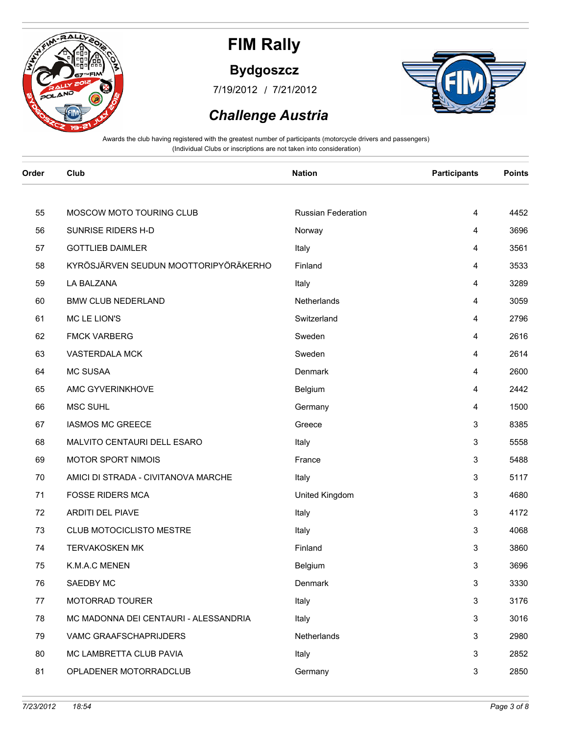# FIM Rally

## Bydgoszcz

7/19/2012 / 7/21/2012

## *Challenge Austria*

Awards the club having registered with the greatest number of participants (motorcycle drivers and passengers)
(Individual Clubs or inscriptions are not taken into consideration)

| Order | Club | Nation | Participants | Points |
|---|---|---|---|---|
| 55 | MOSCOW MOTO TOURING CLUB | Russian Federation | 4 | 4452 |
| 56 | SUNRISE RIDERS H-D | Norway | 4 | 3696 |
| 57 | GOTTLIEB DAIMLER | Italy | 4 | 3561 |
| 58 | KYRÖSJÄRVEN SEUDUN MOOTTORIPYÖRÄKERHO | Finland | 4 | 3533 |
| 59 | LA BALZANA | Italy | 4 | 3289 |
| 60 | BMW CLUB NEDERLAND | Netherlands | 4 | 3059 |
| 61 | MC LE LION'S | Switzerland | 4 | 2796 |
| 62 | FMCK VARBERG | Sweden | 4 | 2616 |
| 63 | VASTERDALA MCK | Sweden | 4 | 2614 |
| 64 | MC SUSAA | Denmark | 4 | 2600 |
| 65 | AMC GYVERINKHOVE | Belgium | 4 | 2442 |
| 66 | MSC SUHL | Germany | 4 | 1500 |
| 67 | IASMOS MC GREECE | Greece | 3 | 8385 |
| 68 | MALVITO CENTAURI DELL ESARO | Italy | 3 | 5558 |
| 69 | MOTOR SPORT NIMOIS | France | 3 | 5488 |
| 70 | AMICI DI STRADA - CIVITANOVA MARCHE | Italy | 3 | 5117 |
| 71 | FOSSE RIDERS MCA | United Kingdom | 3 | 4680 |
| 72 | ARDITI DEL PIAVE | Italy | 3 | 4172 |
| 73 | CLUB MOTOCICLISTO MESTRE | Italy | 3 | 4068 |
| 74 | TERVAKOSKEN MK | Finland | 3 | 3860 |
| 75 | K.M.A.C MENEN | Belgium | 3 | 3696 |
| 76 | SAEDBY MC | Denmark | 3 | 3330 |
| 77 | MOTORRAD TOURER | Italy | 3 | 3176 |
| 78 | MC MADONNA DEI CENTAURI - ALESSANDRIA | Italy | 3 | 3016 |
| 79 | VAMC GRAAFSCHAPRIJDERS | Netherlands | 3 | 2980 |
| 80 | MC LAMBRETTA CLUB PAVIA | Italy | 3 | 2852 |
| 81 | OPLADENER MOTORRADCLUB | Germany | 3 | 2850 |

*7/23/2012 18:54*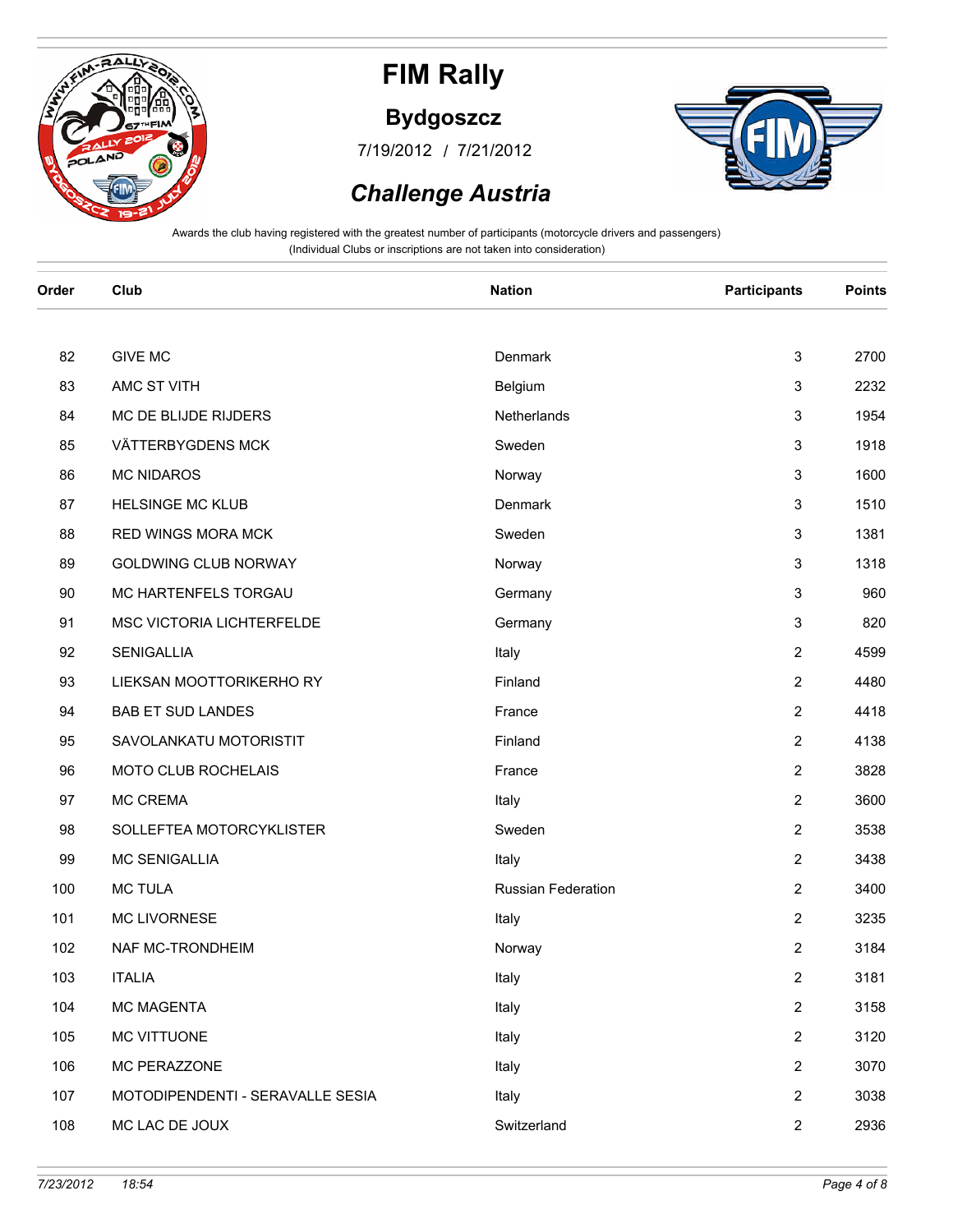# FIM Rally

## Bydgoszcz

7/19/2012 / 7/21/2012

## *Challenge Austria*

Awards the club having registered with the greatest number of participants (motorcycle drivers and passengers)
(Individual Clubs or inscriptions are not taken into consideration)

| Order | Club | Nation | Participants | Points |
|---|---|---|---|---|
| 82 | GIVE MC | Denmark | 3 | 2700 |
| 83 | AMC ST VITH | Belgium | 3 | 2232 |
| 84 | MC DE BLIJDE RIJDERS | Netherlands | 3 | 1954 |
| 85 | VÄTTERBYGDENS MCK | Sweden | 3 | 1918 |
| 86 | MC NIDAROS | Norway | 3 | 1600 |
| 87 | HELSINGE MC KLUB | Denmark | 3 | 1510 |
| 88 | RED WINGS MORA MCK | Sweden | 3 | 1381 |
| 89 | GOLDWING CLUB NORWAY | Norway | 3 | 1318 |
| 90 | MC HARTENFELS TORGAU | Germany | 3 | 960 |
| 91 | MSC VICTORIA LICHTERFELDE | Germany | 3 | 820 |
| 92 | SENIGALLIA | Italy | 2 | 4599 |
| 93 | LIEKSAN MOOTTORIKERHO RY | Finland | 2 | 4480 |
| 94 | BAB ET SUD LANDES | France | 2 | 4418 |
| 95 | SAVOLANKATU MOTORISTIT | Finland | 2 | 4138 |
| 96 | MOTO CLUB ROCHELAIS | France | 2 | 3828 |
| 97 | MC CREMA | Italy | 2 | 3600 |
| 98 | SOLLEFTEA MOTORCYKLISTER | Sweden | 2 | 3538 |
| 99 | MC SENIGALLIA | Italy | 2 | 3438 |
| 100 | MC TULA | Russian Federation | 2 | 3400 |
| 101 | MC LIVORNESE | Italy | 2 | 3235 |
| 102 | NAF MC-TRONDHEIM | Norway | 2 | 3184 |
| 103 | ITALIA | Italy | 2 | 3181 |
| 104 | MC MAGENTA | Italy | 2 | 3158 |
| 105 | MC VITTUONE | Italy | 2 | 3120 |
| 106 | MC PERAZZONE | Italy | 2 | 3070 |
| 107 | MOTODIPENDENTI - SERAVALLE SESIA | Italy | 2 | 3038 |
| 108 | MC LAC DE JOUX | Switzerland | 2 | 2936 |

*7/23/2012 18:54*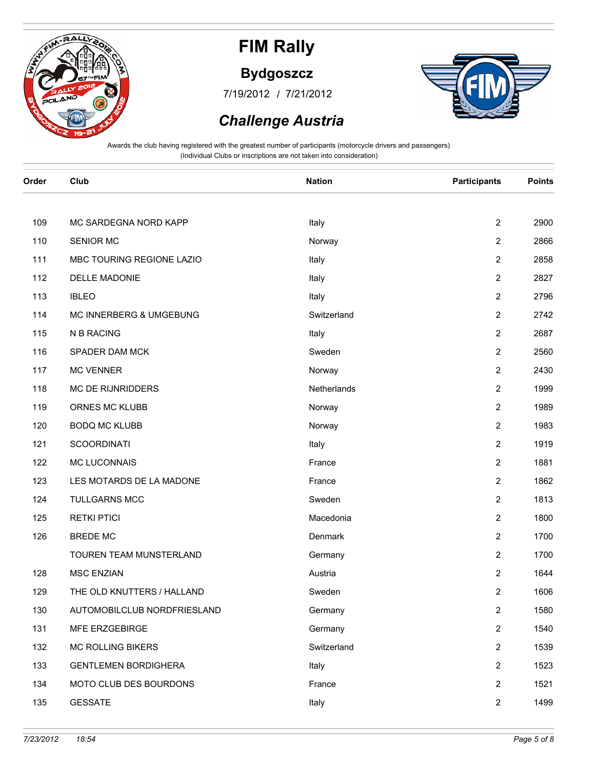# FIM Rally

## Bydgoszcz

7/19/2012 / 7/21/2012

## *Challenge Austria*

Awards the club having registered with the greatest number of participants (motorcycle drivers and passengers)
(Individual Clubs or inscriptions are not taken into consideration)

| Order | Club | Nation | Participants | Points |
|---|---|---|---|---|
| 109 | MC SARDEGNA NORD KAPP | Italy | 2 | 2900 |
| 110 | SENIOR MC | Norway | 2 | 2866 |
| 111 | MBC TOURING REGIONE LAZIO | Italy | 2 | 2858 |
| 112 | DELLE MADONIE | Italy | 2 | 2827 |
| 113 | IBLEO | Italy | 2 | 2796 |
| 114 | MC INNERBERG & UMGEBUNG | Switzerland | 2 | 2742 |
| 115 | N B RACING | Italy | 2 | 2687 |
| 116 | SPADER DAM MCK | Sweden | 2 | 2560 |
| 117 | MC VENNER | Norway | 2 | 2430 |
| 118 | MC DE RIJNRIDDERS | Netherlands | 2 | 1999 |
| 119 | ORNES MC KLUBB | Norway | 2 | 1989 |
| 120 | BODQ MC KLUBB | Norway | 2 | 1983 |
| 121 | SCOORDINATI | Italy | 2 | 1919 |
| 122 | MC LUCONNAIS | France | 2 | 1881 |
| 123 | LES MOTARDS DE LA MADONE | France | 2 | 1862 |
| 124 | TULLGARNS MCC | Sweden | 2 | 1813 |
| 125 | RETKI PTICI | Macedonia | 2 | 1800 |
| 126 | BREDE MC | Denmark | 2 | 1700 |
| | TOUREN TEAM MUNSTERLAND | Germany | 2 | 1700 |
| 128 | MSC ENZIAN | Austria | 2 | 1644 |
| 129 | THE OLD KNUTTERS / HALLAND | Sweden | 2 | 1606 |
| 130 | AUTOMOBILCLUB NORDFRIESLAND | Germany | 2 | 1580 |
| 131 | MFE ERZGEBIRGE | Germany | 2 | 1540 |
| 132 | MC ROLLING BIKERS | Switzerland | 2 | 1539 |
| 133 | GENTLEMEN BORDIGHERA | Italy | 2 | 1523 |
| 134 | MOTO CLUB DES BOURDONS | France | 2 | 1521 |
| 135 | GESSATE | Italy | 2 | 1499 |

7/23/2012 18:54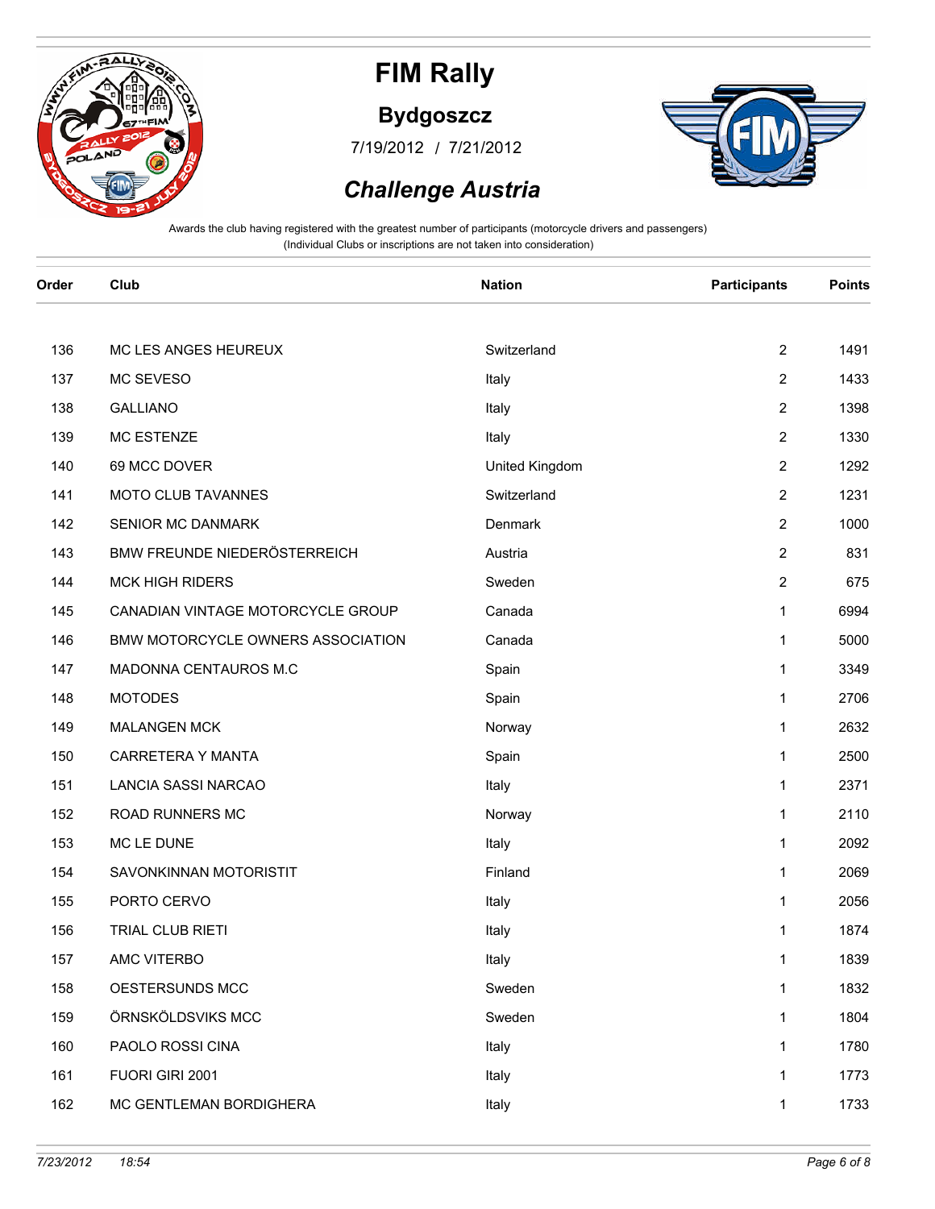# FIM Rally

## Bydgoszcz

7/19/2012 / 7/21/2012

## *Challenge Austria*

Awards the club having registered with the greatest number of participants (motorcycle drivers and passengers)
(Individual Clubs or inscriptions are not taken into consideration)

| Order | Club | Nation | Participants | Points |
|---|---|---|---|---|
| 136 | MC LES ANGES HEUREUX | Switzerland | 2 | 1491 |
| 137 | MC SEVESO | Italy | 2 | 1433 |
| 138 | GALLIANO | Italy | 2 | 1398 |
| 139 | MC ESTENZE | Italy | 2 | 1330 |
| 140 | 69 MCC DOVER | United Kingdom | 2 | 1292 |
| 141 | MOTO CLUB TAVANNES | Switzerland | 2 | 1231 |
| 142 | SENIOR MC DANMARK | Denmark | 2 | 1000 |
| 143 | BMW FREUNDE NIEDERÖSTERREICH | Austria | 2 | 831 |
| 144 | MCK HIGH RIDERS | Sweden | 2 | 675 |
| 145 | CANADIAN VINTAGE MOTORCYCLE GROUP | Canada | 1 | 6994 |
| 146 | BMW MOTORCYCLE OWNERS ASSOCIATION | Canada | 1 | 5000 |
| 147 | MADONNA CENTAUROS M.C | Spain | 1 | 3349 |
| 148 | MOTODES | Spain | 1 | 2706 |
| 149 | MALANGEN MCK | Norway | 1 | 2632 |
| 150 | CARRETERA Y MANTA | Spain | 1 | 2500 |
| 151 | LANCIA SASSI NARCAO | Italy | 1 | 2371 |
| 152 | ROAD RUNNERS MC | Norway | 1 | 2110 |
| 153 | MC LE DUNE | Italy | 1 | 2092 |
| 154 | SAVONKINNAN MOTORISTIT | Finland | 1 | 2069 |
| 155 | PORTO CERVO | Italy | 1 | 2056 |
| 156 | TRIAL CLUB RIETI | Italy | 1 | 1874 |
| 157 | AMC VITERBO | Italy | 1 | 1839 |
| 158 | OESTERSUNDS MCC | Sweden | 1 | 1832 |
| 159 | ÖRNSKÖLDSVIKS MCC | Sweden | 1 | 1804 |
| 160 | PAOLO ROSSI CINA | Italy | 1 | 1780 |
| 161 | FUORI GIRI 2001 | Italy | 1 | 1773 |
| 162 | MC GENTLEMAN BORDIGHERA | Italy | 1 | 1733 |

*7/23/2012 18:54*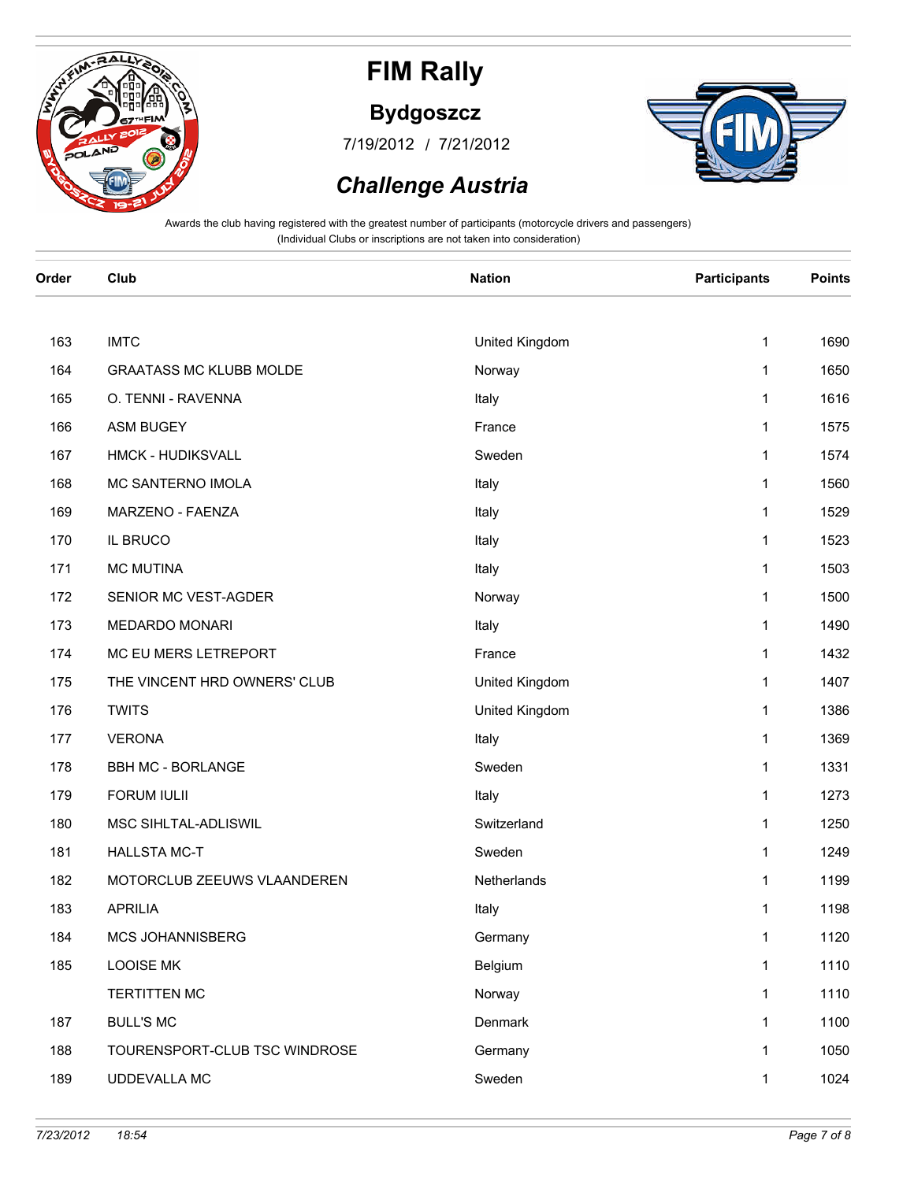# FIM Rally

## Bydgoszcz

7/19/2012 / 7/21/2012

## *Challenge Austria*

Awards the club having registered with the greatest number of participants (motorcycle drivers and passengers)
(Individual Clubs or inscriptions are not taken into consideration)

| Order | Club | Nation | Participants | Points |
|---|---|---|---|---|
| 163 | IMTC | United Kingdom | 1 | 1690 |
| 164 | GRAATASS MC KLUBB MOLDE | Norway | 1 | 1650 |
| 165 | O. TENNI - RAVENNA | Italy | 1 | 1616 |
| 166 | ASM BUGEY | France | 1 | 1575 |
| 167 | HMCK - HUDIKSVALL | Sweden | 1 | 1574 |
| 168 | MC SANTERNO IMOLA | Italy | 1 | 1560 |
| 169 | MARZENO - FAENZA | Italy | 1 | 1529 |
| 170 | IL BRUCO | Italy | 1 | 1523 |
| 171 | MC MUTINA | Italy | 1 | 1503 |
| 172 | SENIOR MC VEST-AGDER | Norway | 1 | 1500 |
| 173 | MEDARDO MONARI | Italy | 1 | 1490 |
| 174 | MC EU MERS LETREPORT | France | 1 | 1432 |
| 175 | THE VINCENT HRD OWNERS' CLUB | United Kingdom | 1 | 1407 |
| 176 | TWITS | United Kingdom | 1 | 1386 |
| 177 | VERONA | Italy | 1 | 1369 |
| 178 | BBH MC - BORLANGE | Sweden | 1 | 1331 |
| 179 | FORUM IULII | Italy | 1 | 1273 |
| 180 | MSC SIHLTAL-ADLISWIL | Switzerland | 1 | 1250 |
| 181 | HALLSTA MC-T | Sweden | 1 | 1249 |
| 182 | MOTORCLUB ZEEUWS VLAANDEREN | Netherlands | 1 | 1199 |
| 183 | APRILIA | Italy | 1 | 1198 |
| 184 | MCS JOHANNISBERG | Germany | 1 | 1120 |
| 185 | LOOISE MK | Belgium | 1 | 1110 |
| | TERTITTEN MC | Norway | 1 | 1110 |
| 187 | BULL'S MC | Denmark | 1 | 1100 |
| 188 | TOURENSPORT-CLUB TSC WINDROSE | Germany | 1 | 1050 |
| 189 | UDDEVALLA MC | Sweden | 1 | 1024 |

*7/23/2012 18:54*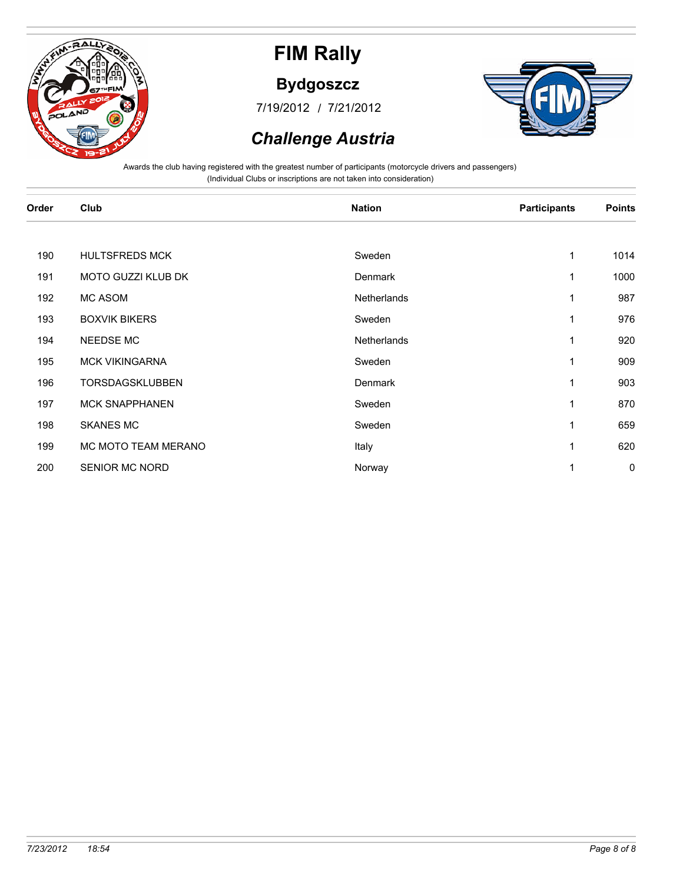# FIM Rally

## Bydgoszcz

7/19/2012 / 7/21/2012

## *Challenge Austria*

Awards the club having registered with the greatest number of participants (motorcycle drivers and passengers)
(Individual Clubs or inscriptions are not taken into consideration)

| Order | Club | Nation | Participants | Points |
|---|---|---|---|---|
| 190 | HULTSFREDS MCK | Sweden | 1 | 1014 |
| 191 | MOTO GUZZI KLUB DK | Denmark | 1 | 1000 |
| 192 | MC ASOM | Netherlands | 1 | 987 |
| 193 | BOXVIK BIKERS | Sweden | 1 | 976 |
| 194 | NEEDSE MC | Netherlands | 1 | 920 |
| 195 | MCK VIKINGARNA | Sweden | 1 | 909 |
| 196 | TORSDAGSKLUBBEN | Denmark | 1 | 903 |
| 197 | MCK SNAPPHANEN | Sweden | 1 | 870 |
| 198 | SKANES MC | Sweden | 1 | 659 |
| 199 | MC MOTO TEAM MERANO | Italy | 1 | 620 |
| 200 | SENIOR MC NORD | Norway | 1 | 0 |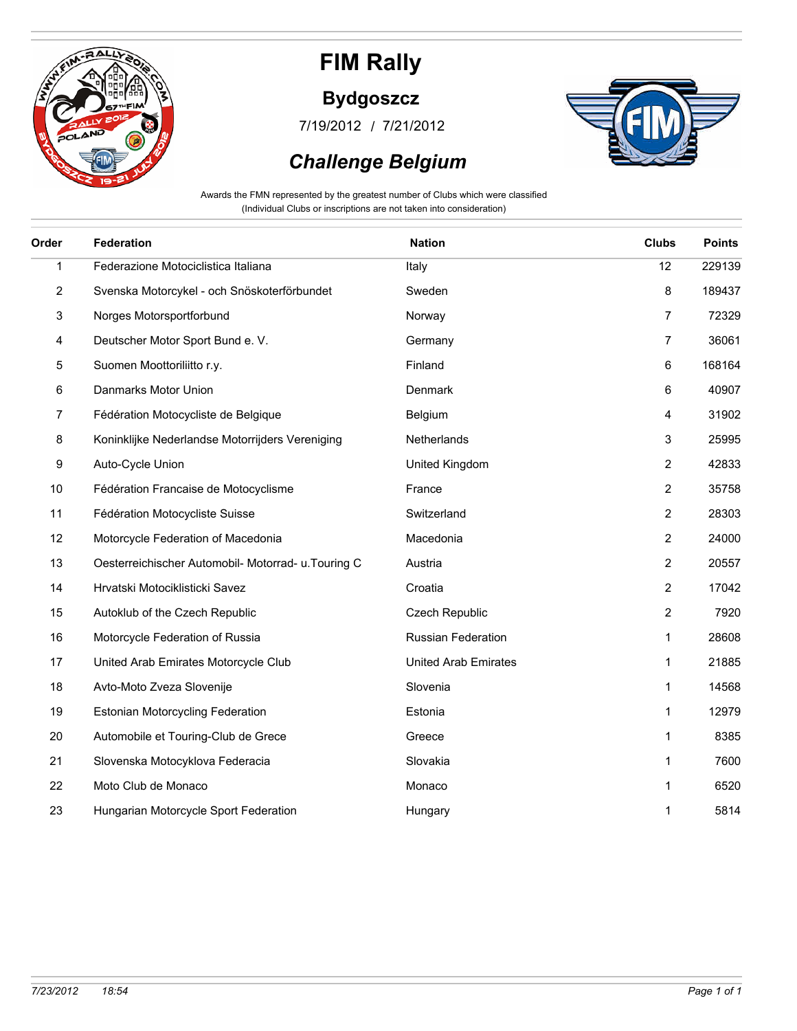# FIM Rally

## Bydgoszcz

7/19/2012 / 7/21/2012

## *Challenge Belgium*

Awards the FMN represented by the greatest number of Clubs which were classified
(Individual Clubs or inscriptions are not taken into consideration)

| Order | Federation | Nation | Clubs | Points |
|---|---|---|---|---|
| 1 | Federazione Motociclistica Italiana | Italy | 12 | 229139 |
| 2 | Svenska Motorcykel - och Snöskoterförbundet | Sweden | 8 | 189437 |
| 3 | Norges Motorsportforbund | Norway | 7 | 72329 |
| 4 | Deutscher Motor Sport Bund e. V. | Germany | 7 | 36061 |
| 5 | Suomen Moottoriliitto r.y. | Finland | 6 | 168164 |
| 6 | Danmarks Motor Union | Denmark | 6 | 40907 |
| 7 | Fédération Motocycliste de Belgique | Belgium | 4 | 31902 |
| 8 | Koninklijke Nederlandse Motorrijders Vereniging | Netherlands | 3 | 25995 |
| 9 | Auto-Cycle Union | United Kingdom | 2 | 42833 |
| 10 | Fédération Francaise de Motocyclisme | France | 2 | 35758 |
| 11 | Fédération Motocycliste Suisse | Switzerland | 2 | 28303 |
| 12 | Motorcycle Federation of Macedonia | Macedonia | 2 | 24000 |
| 13 | Oesterreichischer Automobil- Motorrad- u.Touring C | Austria | 2 | 20557 |
| 14 | Hrvatski Motociklisticki Savez | Croatia | 2 | 17042 |
| 15 | Autoklub of the Czech Republic | Czech Republic | 2 | 7920 |
| 16 | Motorcycle Federation of Russia | Russian Federation | 1 | 28608 |
| 17 | United Arab Emirates Motorcycle Club | United Arab Emirates | 1 | 21885 |
| 18 | Avto-Moto Zveza Slovenije | Slovenia | 1 | 14568 |
| 19 | Estonian Motorcycling Federation | Estonia | 1 | 12979 |
| 20 | Automobile et Touring-Club de Grece | Greece | 1 | 8385 |
| 21 | Slovenska Motocyklova Federacia | Slovakia | 1 | 7600 |
| 22 | Moto Club de Monaco | Monaco | 1 | 6520 |
| 23 | Hungarian Motorcycle Sport Federation | Hungary | 1 | 5814 |

*7/23/2012 18:54*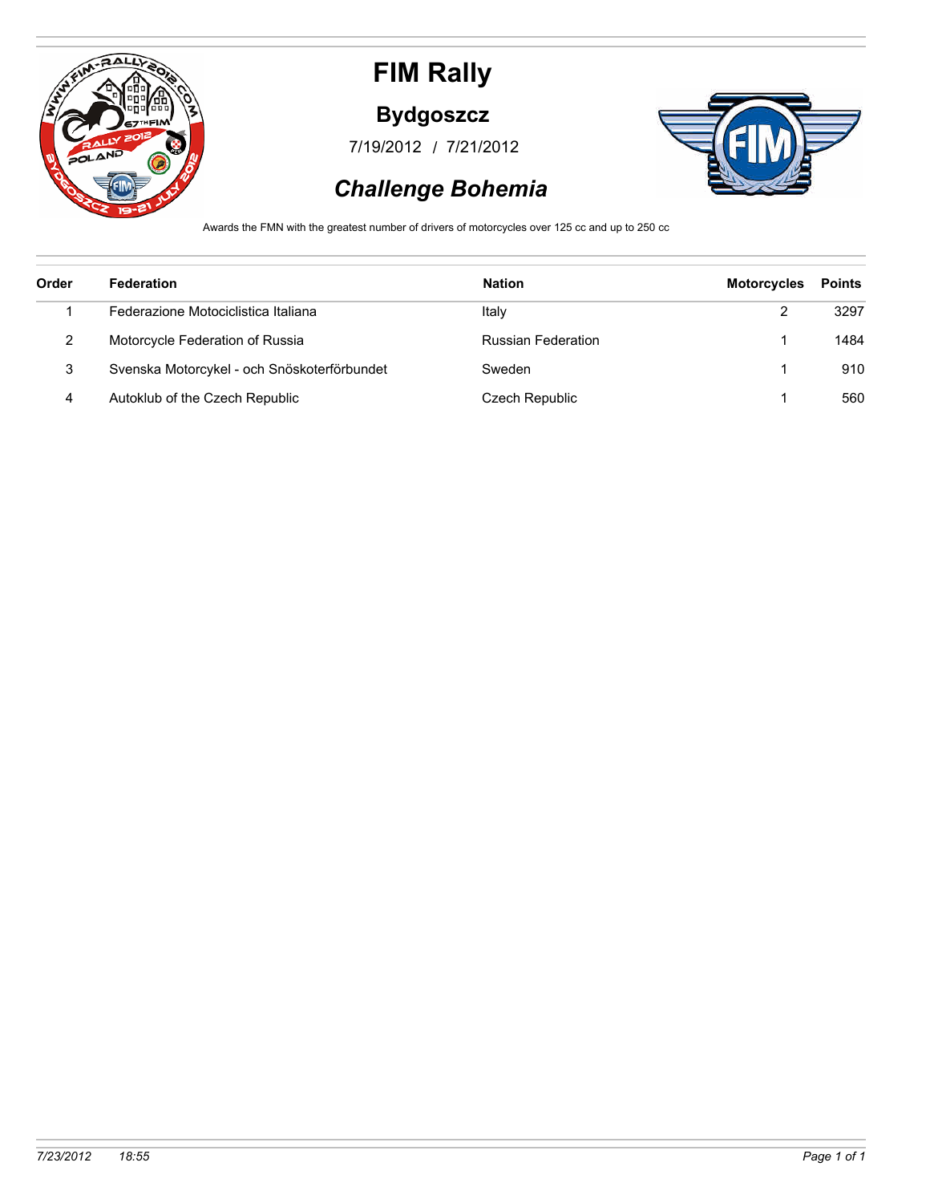# FIM Rally

## Bydgoszcz

7/19/2012 / 7/21/2012

## *Challenge Bohemia*

Awards the FMN with the greatest number of drivers of motorcycles over 125 cc and up to 250 cc

| Order | Federation | Nation | Motorcycles | Points |
|---|---|---|---|---|
| 1 | Federazione Motociclistica Italiana | Italy | 2 | 3297 |
| 2 | Motorcycle Federation of Russia | Russian Federation | 1 | 1484 |
| 3 | Svenska Motorcykel - och Snöskoterförbundet | Sweden | 1 | 910 |
| 4 | Autoklub of the Czech Republic | Czech Republic | 1 | 560 |

*7/23/2012 18:55*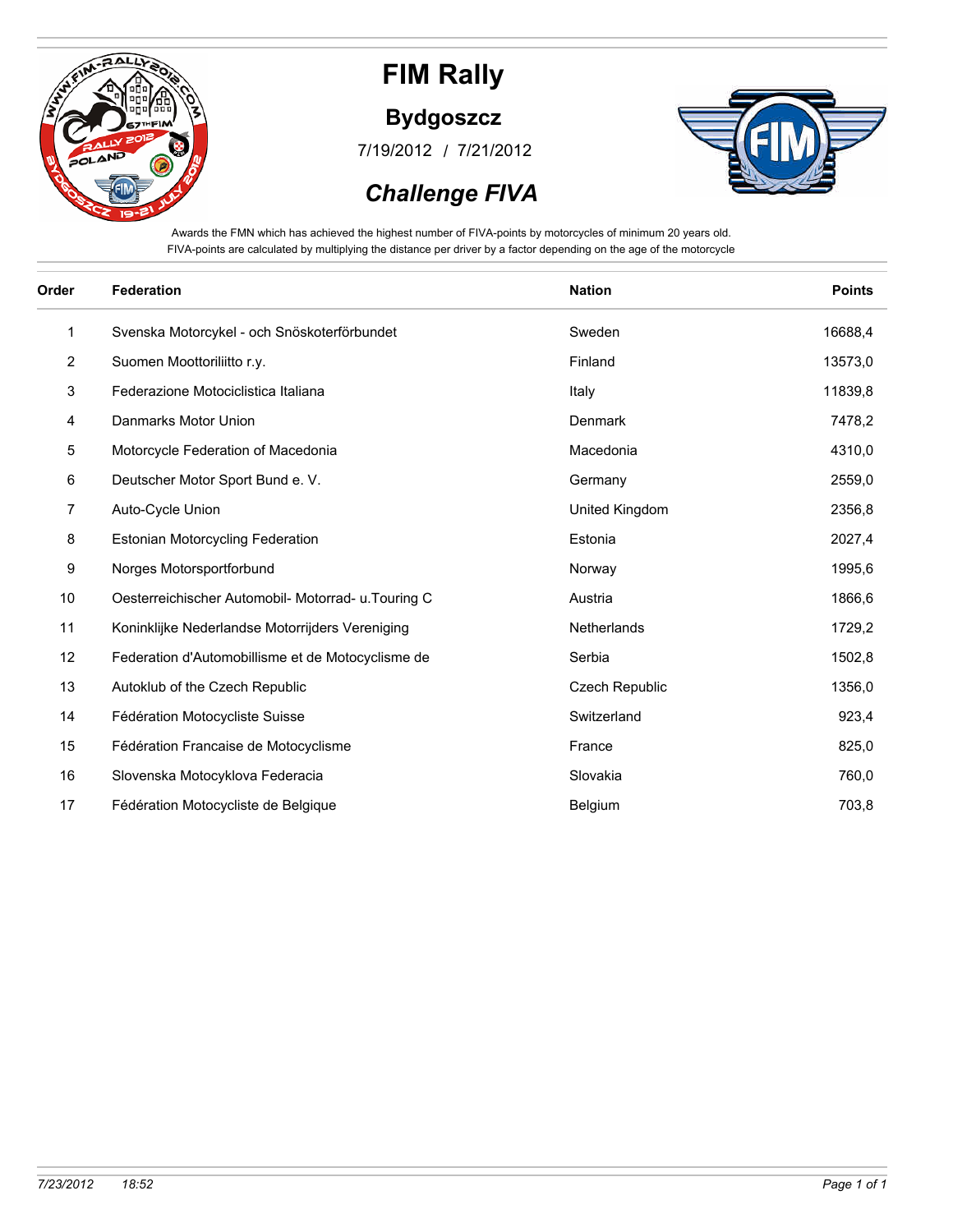# FIM Rally

## Bydgoszcz

7/19/2012 / 7/21/2012

## *Challenge FIVA*

Awards the FMN which has achieved the highest number of FIVA-points by motorcycles of minimum 20 years old.
FIVA-points are calculated by multiplying the distance per driver by a factor depending on the age of the motorcycle

| Order | Federation | Nation | Points |
|---|---|---|---|
| 1 | Svenska Motorcykel - och Snöskoterförbundet | Sweden | 16688,4 |
| 2 | Suomen Moottoriliitto r.y. | Finland | 13573,0 |
| 3 | Federazione Motociclistica Italiana | Italy | 11839,8 |
| 4 | Danmarks Motor Union | Denmark | 7478,2 |
| 5 | Motorcycle Federation of Macedonia | Macedonia | 4310,0 |
| 6 | Deutscher Motor Sport Bund e. V. | Germany | 2559,0 |
| 7 | Auto-Cycle Union | United Kingdom | 2356,8 |
| 8 | Estonian Motorcycling Federation | Estonia | 2027,4 |
| 9 | Norges Motorsportforbund | Norway | 1995,6 |
| 10 | Oesterreichischer Automobil- Motorrad- u.Touring C | Austria | 1866,6 |
| 11 | Koninklijke Nederlandse Motorrijders Vereniging | Netherlands | 1729,2 |
| 12 | Federation d'Automobillisme et de Motocyclisme de | Serbia | 1502,8 |
| 13 | Autoklub of the Czech Republic | Czech Republic | 1356,0 |
| 14 | Fédération Motocycliste Suisse | Switzerland | 923,4 |
| 15 | Fédération Francaise de Motocyclisme | France | 825,0 |
| 16 | Slovenska Motocyklova Federacia | Slovakia | 760,0 |
| 17 | Fédération Motocycliste de Belgique | Belgium | 703,8 |

*7/23/2012 18:52*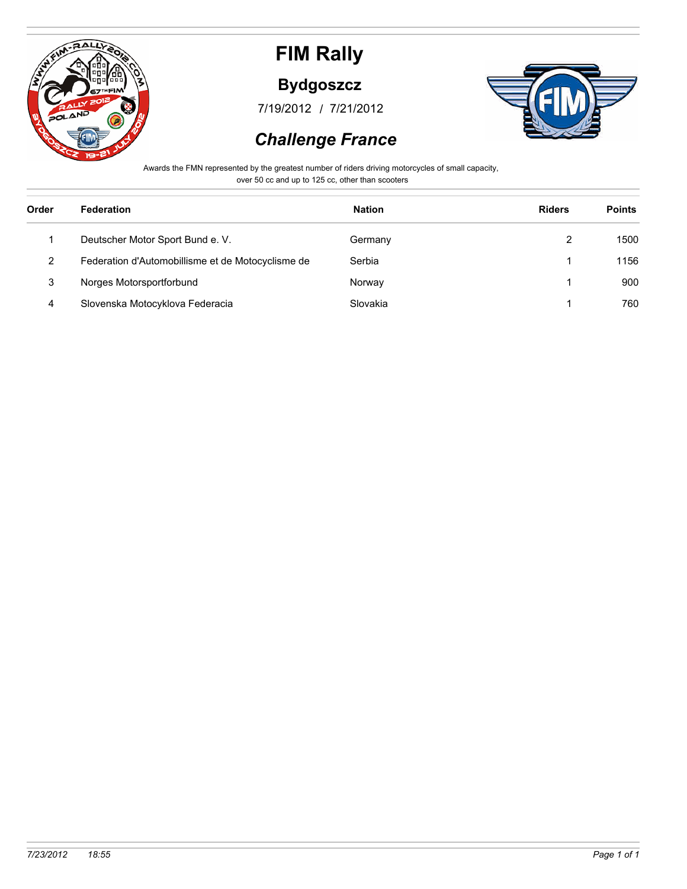# FIM Rally

## Bydgoszcz

7/19/2012 / 7/21/2012

## *Challenge France*

Awards the FMN represented by the greatest number of riders driving motorcycles of small capacity, over 50 cc and up to 125 cc, other than scooters

| Order | Federation | Nation | Riders | Points |
|---|---|---|---|---|
| 1 | Deutscher Motor Sport Bund e. V. | Germany | 2 | 1500 |
| 2 | Federation d'Automobillisme et de Motocyclisme de | Serbia | 1 | 1156 |
| 3 | Norges Motorsportforbund | Norway | 1 | 900 |
| 4 | Slovenska Motocyklova Federacia | Slovakia | 1 | 760 |

*7/23/2012 18:55*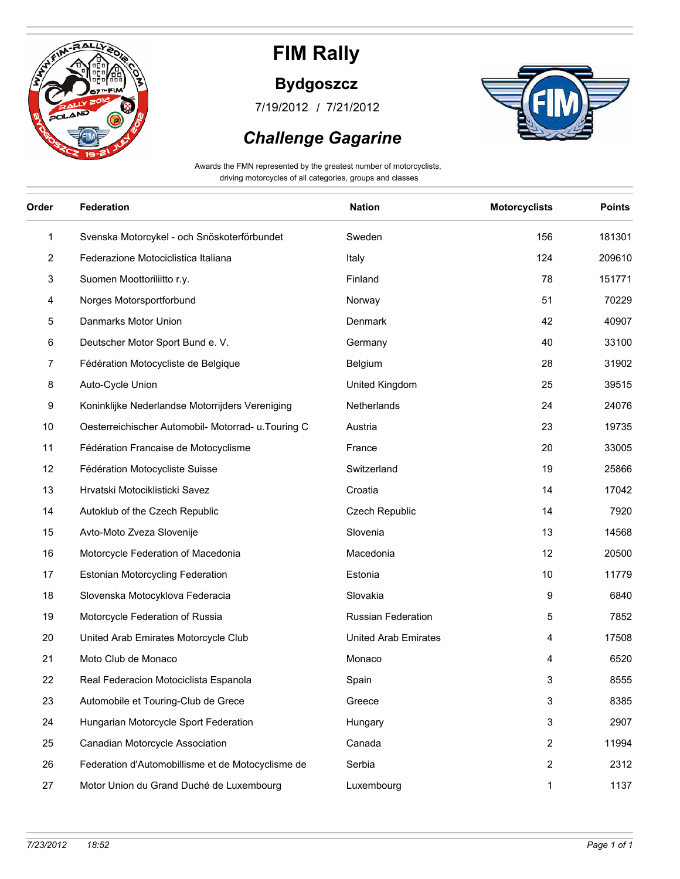# FIM Rally

## Bydgoszcz

7/19/2012 / 7/21/2012

## *Challenge Gagarine*

Awards the FMN represented by the greatest number of motorcyclists, driving motorcycles of all categories, groups and classes

| Order | Federation | Nation | Motorcyclists | Points |
|---|---|---|---|---|
| 1 | Svenska Motorcykel - och Snöskoterförbundet | Sweden | 156 | 181301 |
| 2 | Federazione Motociclistica Italiana | Italy | 124 | 209610 |
| 3 | Suomen Moottoriliitto r.y. | Finland | 78 | 151771 |
| 4 | Norges Motorsportforbund | Norway | 51 | 70229 |
| 5 | Danmarks Motor Union | Denmark | 42 | 40907 |
| 6 | Deutscher Motor Sport Bund e. V. | Germany | 40 | 33100 |
| 7 | Fédération Motocycliste de Belgique | Belgium | 28 | 31902 |
| 8 | Auto-Cycle Union | United Kingdom | 25 | 39515 |
| 9 | Koninklijke Nederlandse Motorrijders Vereniging | Netherlands | 24 | 24076 |
| 10 | Oesterreichischer Automobil- Motorrad- u.Touring C | Austria | 23 | 19735 |
| 11 | Fédération Francaise de Motocyclisme | France | 20 | 33005 |
| 12 | Fédération Motocycliste Suisse | Switzerland | 19 | 25866 |
| 13 | Hrvatski Motociklisticki Savez | Croatia | 14 | 17042 |
| 14 | Autoklub of the Czech Republic | Czech Republic | 14 | 7920 |
| 15 | Avto-Moto Zveza Slovenije | Slovenia | 13 | 14568 |
| 16 | Motorcycle Federation of Macedonia | Macedonia | 12 | 20500 |
| 17 | Estonian Motorcycling Federation | Estonia | 10 | 11779 |
| 18 | Slovenska Motocyklova Federacia | Slovakia | 9 | 6840 |
| 19 | Motorcycle Federation of Russia | Russian Federation | 5 | 7852 |
| 20 | United Arab Emirates Motorcycle Club | United Arab Emirates | 4 | 17508 |
| 21 | Moto Club de Monaco | Monaco | 4 | 6520 |
| 22 | Real Federacion Motociclista Espanola | Spain | 3 | 8555 |
| 23 | Automobile et Touring-Club de Grece | Greece | 3 | 8385 |
| 24 | Hungarian Motorcycle Sport Federation | Hungary | 3 | 2907 |
| 25 | Canadian Motorcycle Association | Canada | 2 | 11994 |
| 26 | Federation d'Automobillisme et de Motocyclisme de | Serbia | 2 | 2312 |
| 27 | Motor Union du Grand Duché de Luxembourg | Luxembourg | 1 | 1137 |

*7/23/2012 18:52*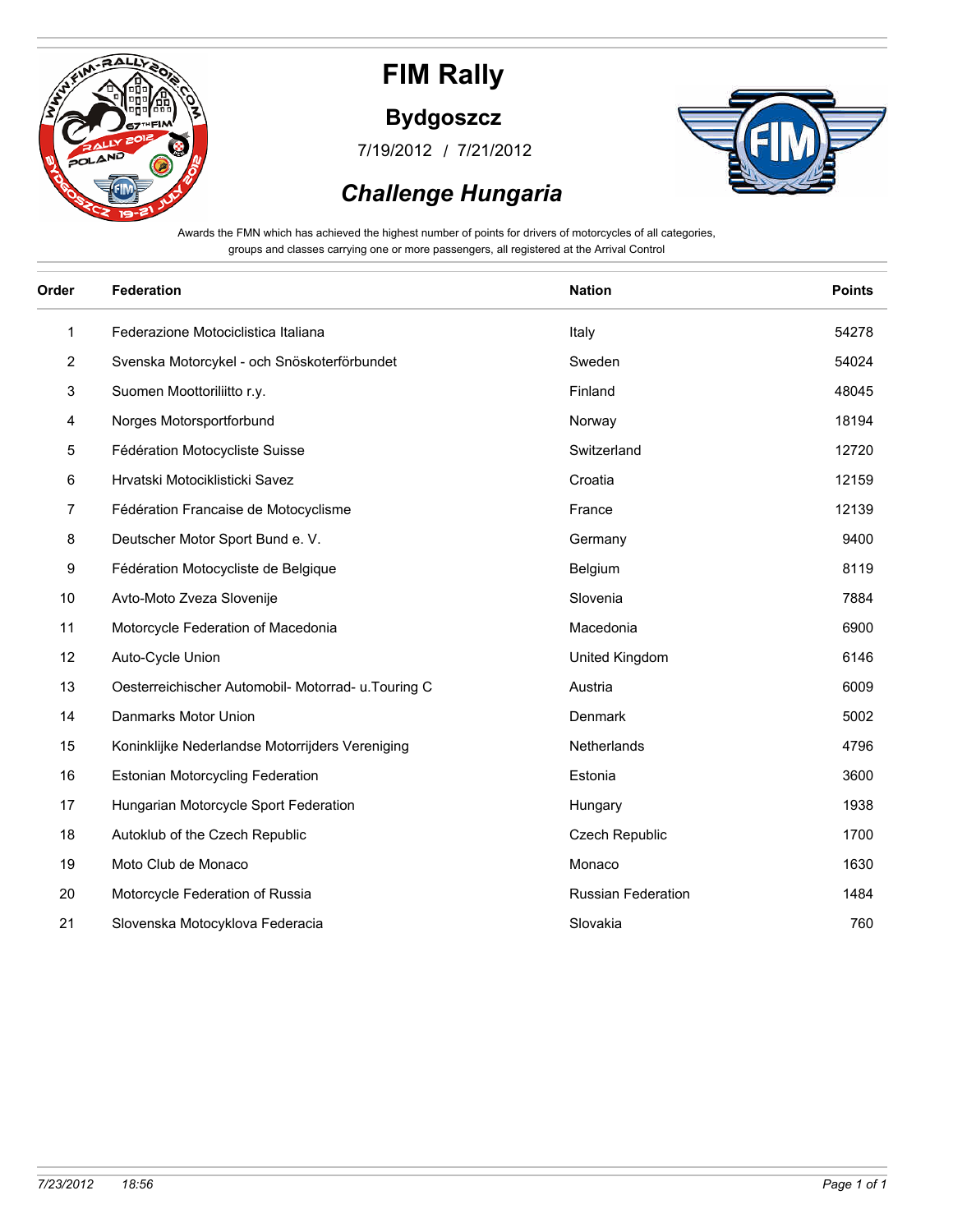# FIM Rally

## Bydgoszcz

7/19/2012 / 7/21/2012

### *Challenge Hungaria*

Awards the FMN which has achieved the highest number of points for drivers of motorcycles of all categories, groups and classes carrying one or more passengers, all registered at the Arrival Control

| Order | Federation | Nation | Points |
|---|---|---|---|
| 1 | Federazione Motociclistica Italiana | Italy | 54278 |
| 2 | Svenska Motorcykel - och Snöskoterförbundet | Sweden | 54024 |
| 3 | Suomen Moottoriliitto r.y. | Finland | 48045 |
| 4 | Norges Motorsportforbund | Norway | 18194 |
| 5 | Fédération Motocycliste Suisse | Switzerland | 12720 |
| 6 | Hrvatski Motociklisticki Savez | Croatia | 12159 |
| 7 | Fédération Francaise de Motocyclisme | France | 12139 |
| 8 | Deutscher Motor Sport Bund e. V. | Germany | 9400 |
| 9 | Fédération Motocycliste de Belgique | Belgium | 8119 |
| 10 | Avto-Moto Zveza Slovenije | Slovenia | 7884 |
| 11 | Motorcycle Federation of Macedonia | Macedonia | 6900 |
| 12 | Auto-Cycle Union | United Kingdom | 6146 |
| 13 | Oesterreichischer Automobil- Motorrad- u.Touring C | Austria | 6009 |
| 14 | Danmarks Motor Union | Denmark | 5002 |
| 15 | Koninklijke Nederlandse Motorrijders Vereniging | Netherlands | 4796 |
| 16 | Estonian Motorcycling Federation | Estonia | 3600 |
| 17 | Hungarian Motorcycle Sport Federation | Hungary | 1938 |
| 18 | Autoklub of the Czech Republic | Czech Republic | 1700 |
| 19 | Moto Club de Monaco | Monaco | 1630 |
| 20 | Motorcycle Federation of Russia | Russian Federation | 1484 |
| 21 | Slovenska Motocyklova Federacia | Slovakia | 760 |

*7/23/2012 18:56*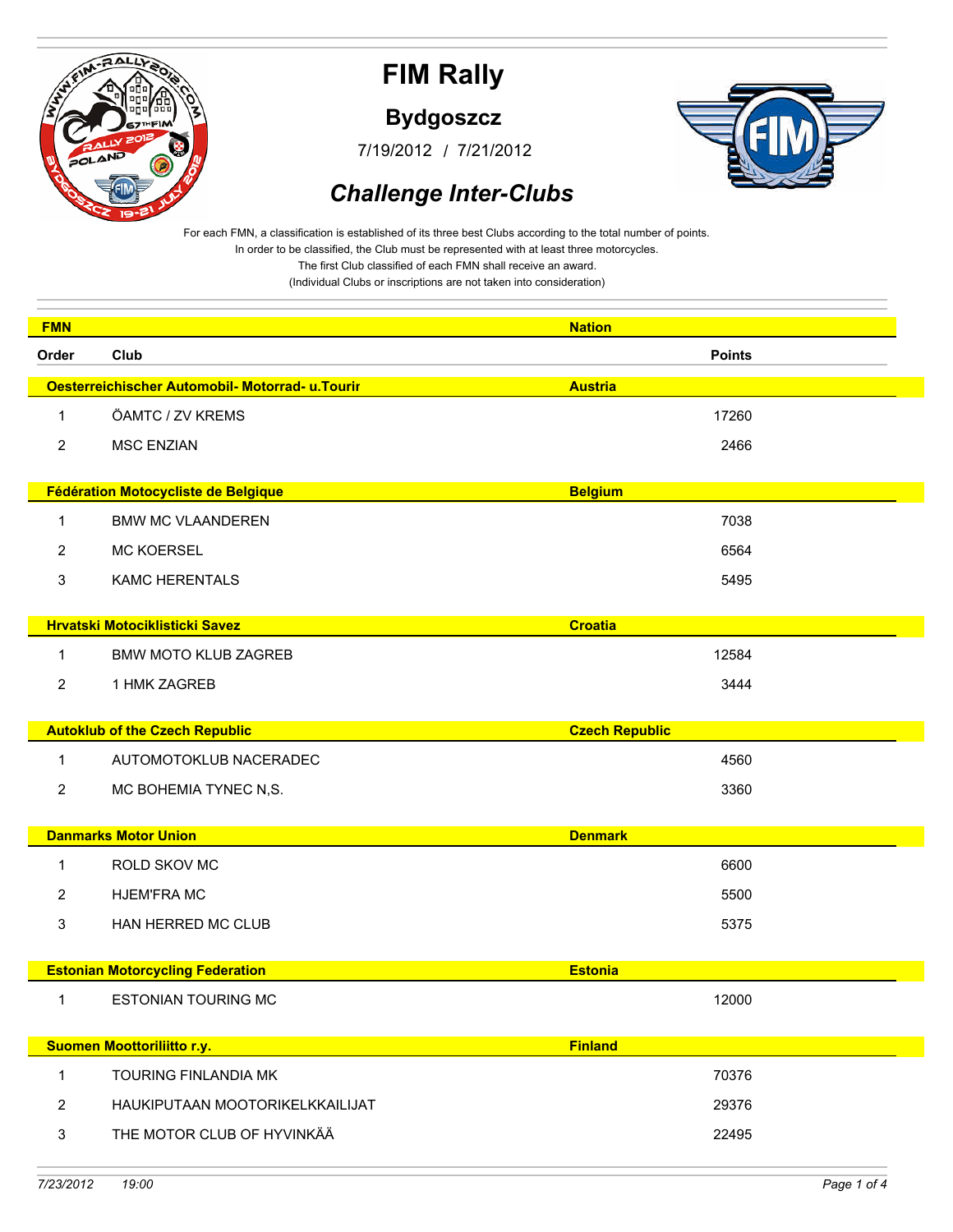# FIM Rally

## Bydgoszcz

7/19/2012 / 7/21/2012

## *Challenge Inter-Clubs*

For each FMN, a classification is established of its three best Clubs according to the total number of points.
In order to be classified, the Club must be represented with at least three motorcycles.
The first Club classified of each FMN shall receive an award.
(Individual Clubs or inscriptions are not taken into consideration)

| Order | Club | Points |
|---|---|---|
| **Oesterreichischer Automobil- Motorrad- u.Tourir** | **Austria** | |
| 1 | ÖAMTC / ZV KREMS | 17260 |
| 2 | MSC ENZIAN | 2466 |
| **Fédération Motocycliste de Belgique** | **Belgium** | |
| 1 | BMW MC VLAANDEREN | 7038 |
| 2 | MC KOERSEL | 6564 |
| 3 | KAMC HERENTALS | 5495 |
| **Hrvatski Motociklisticki Savez** | **Croatia** | |
| 1 | BMW MOTO KLUB ZAGREB | 12584 |
| 2 | 1 HMK ZAGREB | 3444 |
| **Autoklub of the Czech Republic** | **Czech Republic** | |
| 1 | AUTOMOTOKLUB NACERADEC | 4560 |
| 2 | MC BOHEMIA TYNEC N,S. | 3360 |
| **Danmarks Motor Union** | **Denmark** | |
| 1 | ROLD SKOV MC | 6600 |
| 2 | HJEM'FRA MC | 5500 |
| 3 | HAN HERRED MC CLUB | 5375 |
| **Estonian Motorcycling Federation** | **Estonia** | |
| 1 | ESTONIAN TOURING MC | 12000 |
| **Suomen Moottoriliitto r.y.** | **Finland** | |
| 1 | TOURING FINLANDIA MK | 70376 |
| 2 | HAUKIPUTAAN MOOTORIKELKKAILIJAT | 29376 |
| 3 | THE MOTOR CLUB OF HYVINKÄÄ | 22495 |

*7/23/2012 19:00*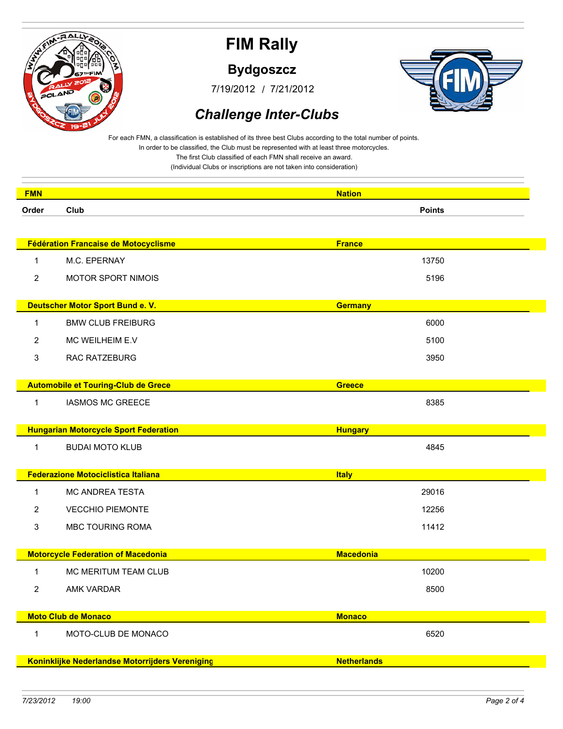# FIM Rally

## Bydgoszcz

7/19/2012 / 7/21/2012

## *Challenge Inter-Clubs*

For each FMN, a classification is established of its three best Clubs according to the total number of points.
In order to be classified, the Club must be represented with at least three motorcycles.
The first Club classified of each FMN shall receive an award.
(Individual Clubs or inscriptions are not taken into consideration)

| FMN | | Nation |
|---|---|---|
| **Order** | **Club** | **Points** |
| **Fédération Francaise de Motocyclisme** | | **France** |
| 1 | M.C. EPERNAY | 13750 |
| 2 | MOTOR SPORT NIMOIS | 5196 |
| **Deutscher Motor Sport Bund e. V.** | | **Germany** |
| 1 | BMW CLUB FREIBURG | 6000 |
| 2 | MC WEILHEIM E.V | 5100 |
| 3 | RAC RATZEBURG | 3950 |
| **Automobile et Touring-Club de Grece** | | **Greece** |
| 1 | IASMOS MC GREECE | 8385 |
| **Hungarian Motorcycle Sport Federation** | | **Hungary** |
| 1 | BUDAI MOTO KLUB | 4845 |
| **Federazione Motociclistica Italiana** | | **Italy** |
| 1 | MC ANDREA TESTA | 29016 |
| 2 | VECCHIO PIEMONTE | 12256 |
| 3 | MBC TOURING ROMA | 11412 |
| **Motorcycle Federation of Macedonia** | | **Macedonia** |
| 1 | MC MERITUM TEAM CLUB | 10200 |
| 2 | AMK VARDAR | 8500 |
| **Moto Club de Monaco** | | **Monaco** |
| 1 | MOTO-CLUB DE MONACO | 6520 |
| **Koninklijke Nederlandse Motorrijders Vereniging** | | **Netherlands** |

7/23/2012 19:00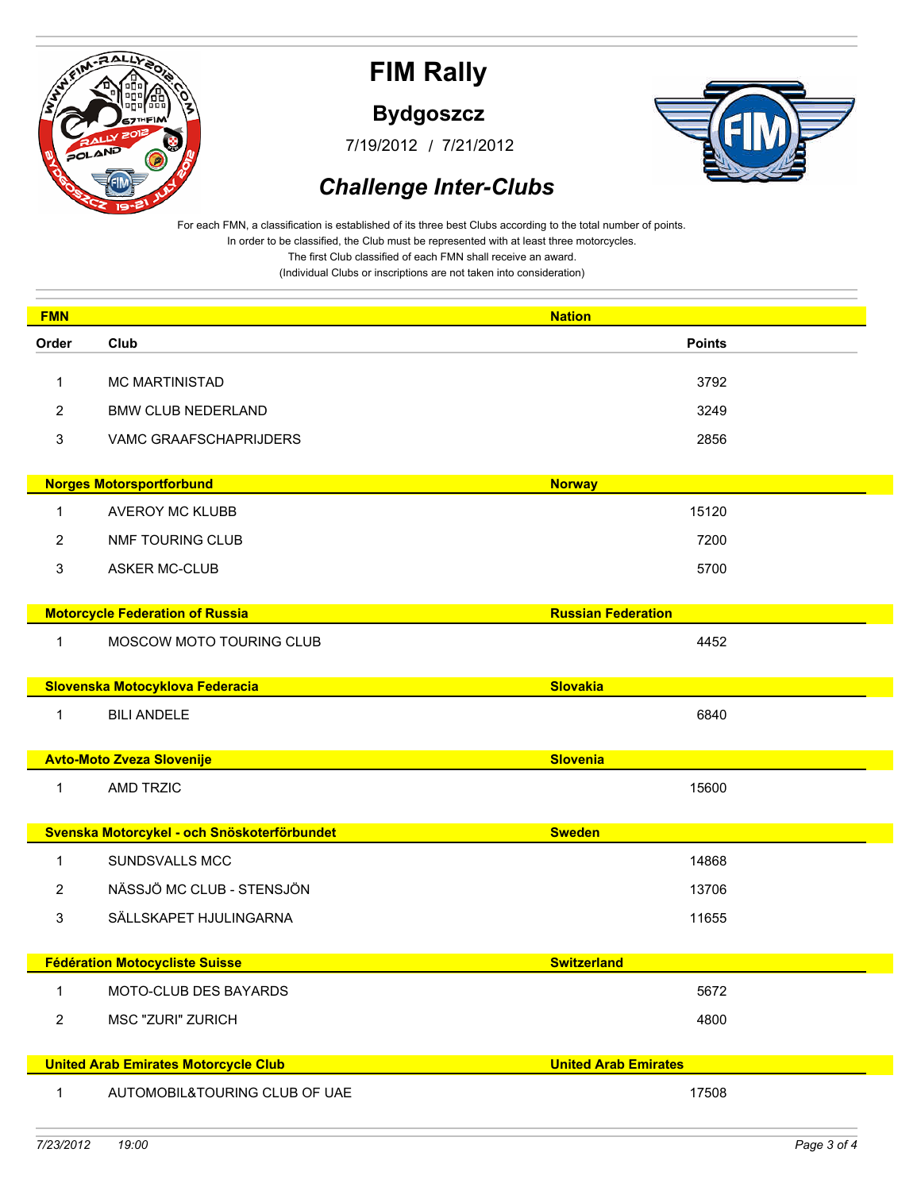# FIM Rally

## Bydgoszcz

7/19/2012 / 7/21/2012

## *Challenge Inter-Clubs*

For each FMN, a classification is established of its three best Clubs according to the total number of points.
In order to be classified, the Club must be represented with at least three motorcycles.
The first Club classified of each FMN shall receive an award.
(Individual Clubs or inscriptions are not taken into consideration)

| FMN | | Nation |
|---|---|---|
| **Order** | **Club** | **Points** |
| 1 | MC MARTINISTAD | 3792 |
| 2 | BMW CLUB NEDERLAND | 3249 |
| 3 | VAMC GRAAFSCHAPRIJDERS | 2856 |
| **Norges Motorsportforbund** | | **Norway** |
| 1 | AVEROY MC KLUBB | 15120 |
| 2 | NMF TOURING CLUB | 7200 |
| 3 | ASKER MC-CLUB | 5700 |
| **Motorcycle Federation of Russia** | | **Russian Federation** |
| 1 | MOSCOW MOTO TOURING CLUB | 4452 |
| **Slovenska Motocyklova Federacia** | | **Slovakia** |
| 1 | BILI ANDELE | 6840 |
| **Avto-Moto Zveza Slovenije** | | **Slovenia** |
| 1 | AMD TRZIC | 15600 |
| **Svenska Motorcykel - och Snöskoterförbundet** | | **Sweden** |
| 1 | SUNDSVALLS MCC | 14868 |
| 2 | NÄSSJÖ MC CLUB - STENSJÖN | 13706 |
| 3 | SÄLLSKAPET HJULINGARNA | 11655 |
| **Fédération Motocycliste Suisse** | | **Switzerland** |
| 1 | MOTO-CLUB DES BAYARDS | 5672 |
| 2 | MSC "ZURI" ZURICH | 4800 |
| **United Arab Emirates Motorcycle Club** | | **United Arab Emirates** |
| 1 | AUTOMOBIL&TOURING CLUB OF UAE | 17508 |

*7/23/2012 19:00*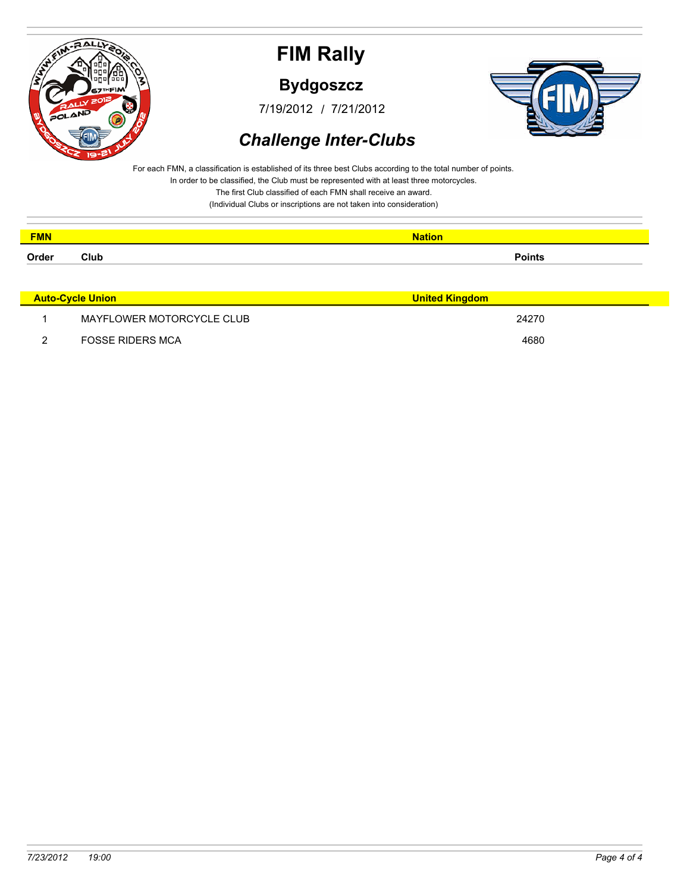# FIM Rally

## Bydgoszcz

7/19/2012 / 7/21/2012

### *Challenge Inter-Clubs*

For each FMN, a classification is established of its three best Clubs according to the total number of points.
In order to be classified, the Club must be represented with at least three motorcycles.
The first Club classified of each FMN shall receive an award.
(Individual Clubs or inscriptions are not taken into consideration)

| Order | Club | Points |
|---|---|---|
| **Auto-Cycle Union** | **United Kingdom** | |
| 1 | MAYFLOWER MOTORCYCLE CLUB | 24270 |
| 2 | FOSSE RIDERS MCA | 4680 |

*7/23/2012 19:00*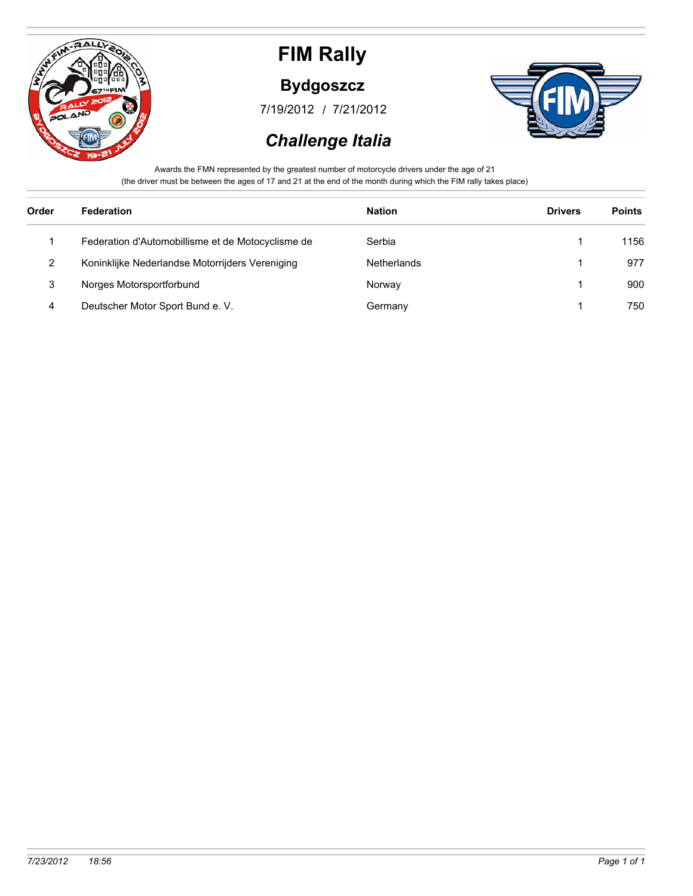# FIM Rally

## Bydgoszcz

7/19/2012 / 7/21/2012

## *Challenge Italia*

Awards the FMN represented by the greatest number of motorcycle drivers under the age of 21
(the driver must be between the ages of 17 and 21 at the end of the month during which the FIM rally takes place)

| Order | Federation | Nation | Drivers | Points |
|---|---|---|---|---|
| 1 | Federation d'Automobillisme et de Motocyclisme de | Serbia | 1 | 1156 |
| 2 | Koninklijke Nederlandse Motorrijders Vereniging | Netherlands | 1 | 977 |
| 3 | Norges Motorsportforbund | Norway | 1 | 900 |
| 4 | Deutscher Motor Sport Bund e. V. | Germany | 1 | 750 |

*7/23/2012 18:56*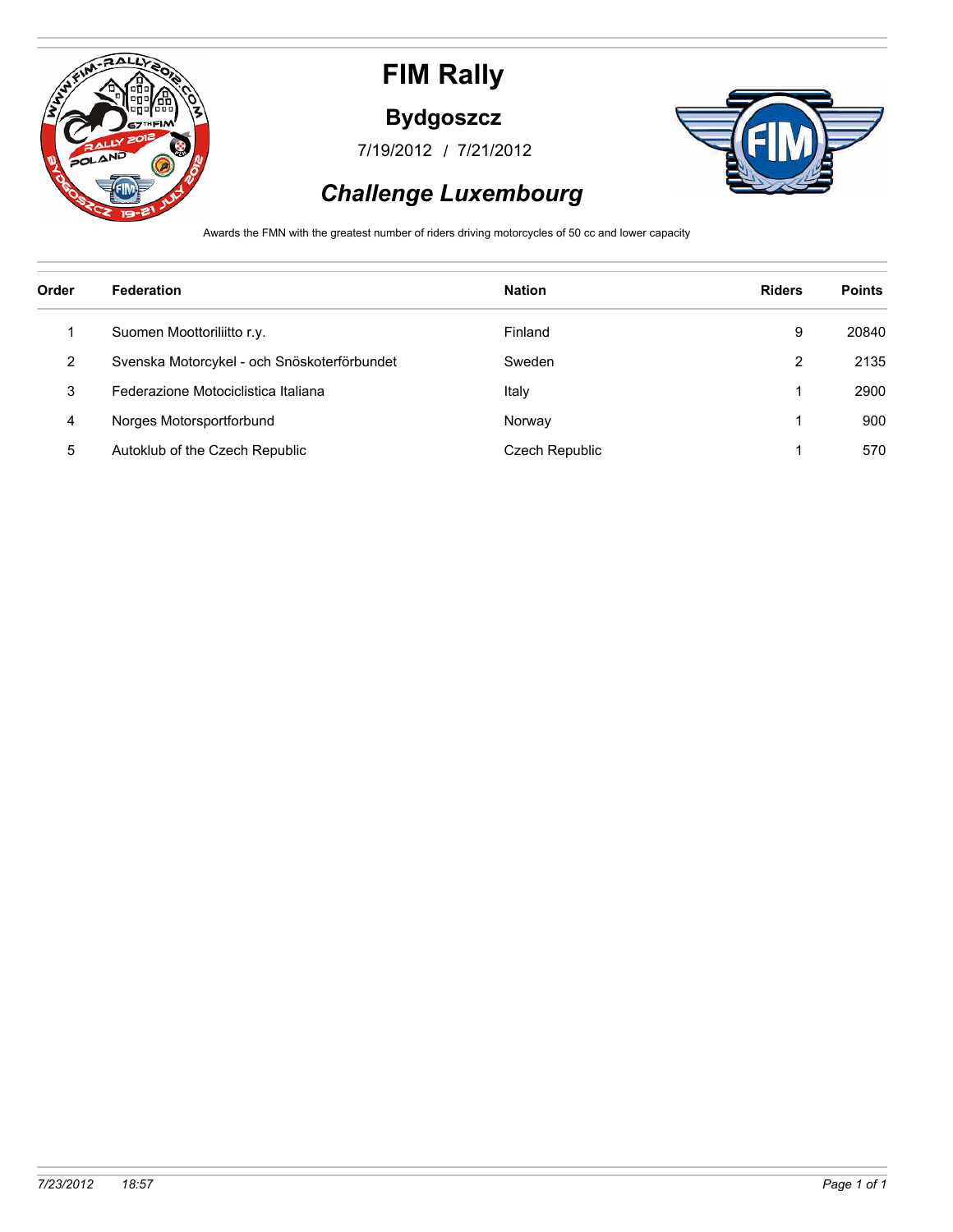# FIM Rally

## Bydgoszcz

7/19/2012 / 7/21/2012

## *Challenge Luxembourg*

Awards the FMN with the greatest number of riders driving motorcycles of 50 cc and lower capacity

| Order | Federation | Nation | Riders | Points |
|---|---|---|---|---|
| 1 | Suomen Moottoriliitto r.y. | Finland | 9 | 20840 |
| 2 | Svenska Motorcykel - och Snöskoterförbundet | Sweden | 2 | 2135 |
| 3 | Federazione Motociclistica Italiana | Italy | 1 | 2900 |
| 4 | Norges Motorsportforbund | Norway | 1 | 900 |
| 5 | Autoklub of the Czech Republic | Czech Republic | 1 | 570 |

*7/23/2012 18:57*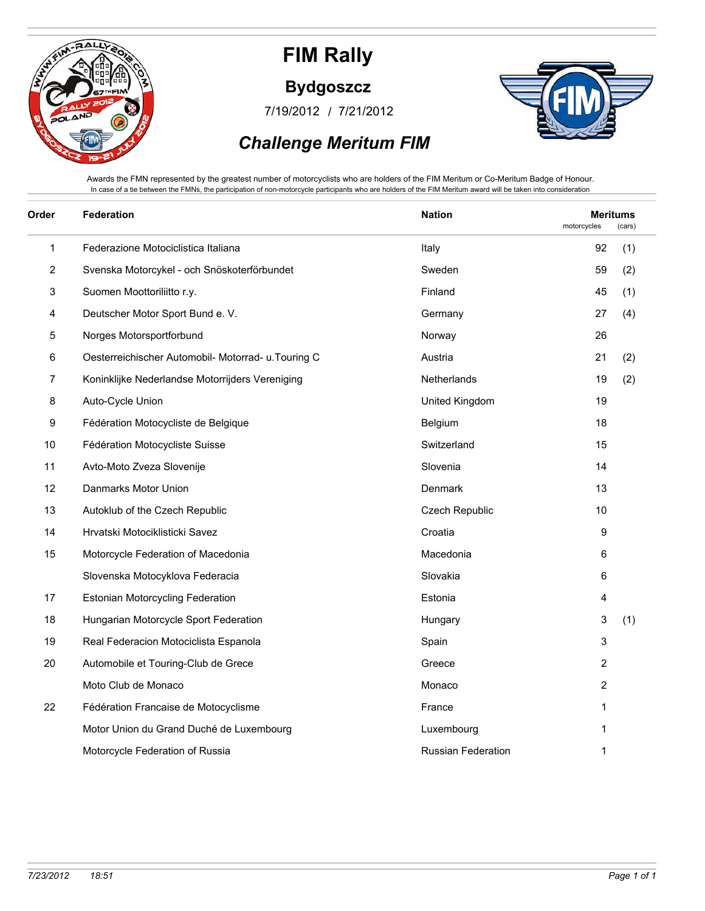# FIM Rally

## Bydgoszcz

7/19/2012 / 7/21/2012

## *Challenge Meritum FIM*

Awards the FMN represented by the greatest number of motorcyclists who are holders of the FIM Meritum or Co-Meritum Badge of Honour.
In case of a tie between the FMNs, the participation of non-motorcycle participants who are holders of the FIM Meritum award will be taken into consideration

| Order | Federation | Nation | Meritums motorcycles | (cars) |
|---|---|---|---|---|
| 1 | Federazione Motociclistica Italiana | Italy | 92 | (1) |
| 2 | Svenska Motorcykel - och Snöskoterförbundet | Sweden | 59 | (2) |
| 3 | Suomen Moottoriliitto r.y. | Finland | 45 | (1) |
| 4 | Deutscher Motor Sport Bund e. V. | Germany | 27 | (4) |
| 5 | Norges Motorsportforbund | Norway | 26 | |
| 6 | Oesterreichischer Automobil- Motorrad- u.Touring C | Austria | 21 | (2) |
| 7 | Koninklijke Nederlandse Motorrijders Vereniging | Netherlands | 19 | (2) |
| 8 | Auto-Cycle Union | United Kingdom | 19 | |
| 9 | Fédération Motocycliste de Belgique | Belgium | 18 | |
| 10 | Fédération Motocycliste Suisse | Switzerland | 15 | |
| 11 | Avto-Moto Zveza Slovenije | Slovenia | 14 | |
| 12 | Danmarks Motor Union | Denmark | 13 | |
| 13 | Autoklub of the Czech Republic | Czech Republic | 10 | |
| 14 | Hrvatski Motociklisticki Savez | Croatia | 9 | |
| 15 | Motorcycle Federation of Macedonia | Macedonia | 6 | |
| | Slovenska Motocyklova Federacia | Slovakia | 6 | |
| 17 | Estonian Motorcycling Federation | Estonia | 4 | |
| 18 | Hungarian Motorcycle Sport Federation | Hungary | 3 | (1) |
| 19 | Real Federacion Motociclista Espanola | Spain | 3 | |
| 20 | Automobile et Touring-Club de Grece | Greece | 2 | |
| | Moto Club de Monaco | Monaco | 2 | |
| 22 | Fédération Francaise de Motocyclisme | France | 1 | |
| | Motor Union du Grand Duché de Luxembourg | Luxembourg | 1 | |
| | Motorcycle Federation of Russia | Russian Federation | 1 | |

*7/23/2012 18:51*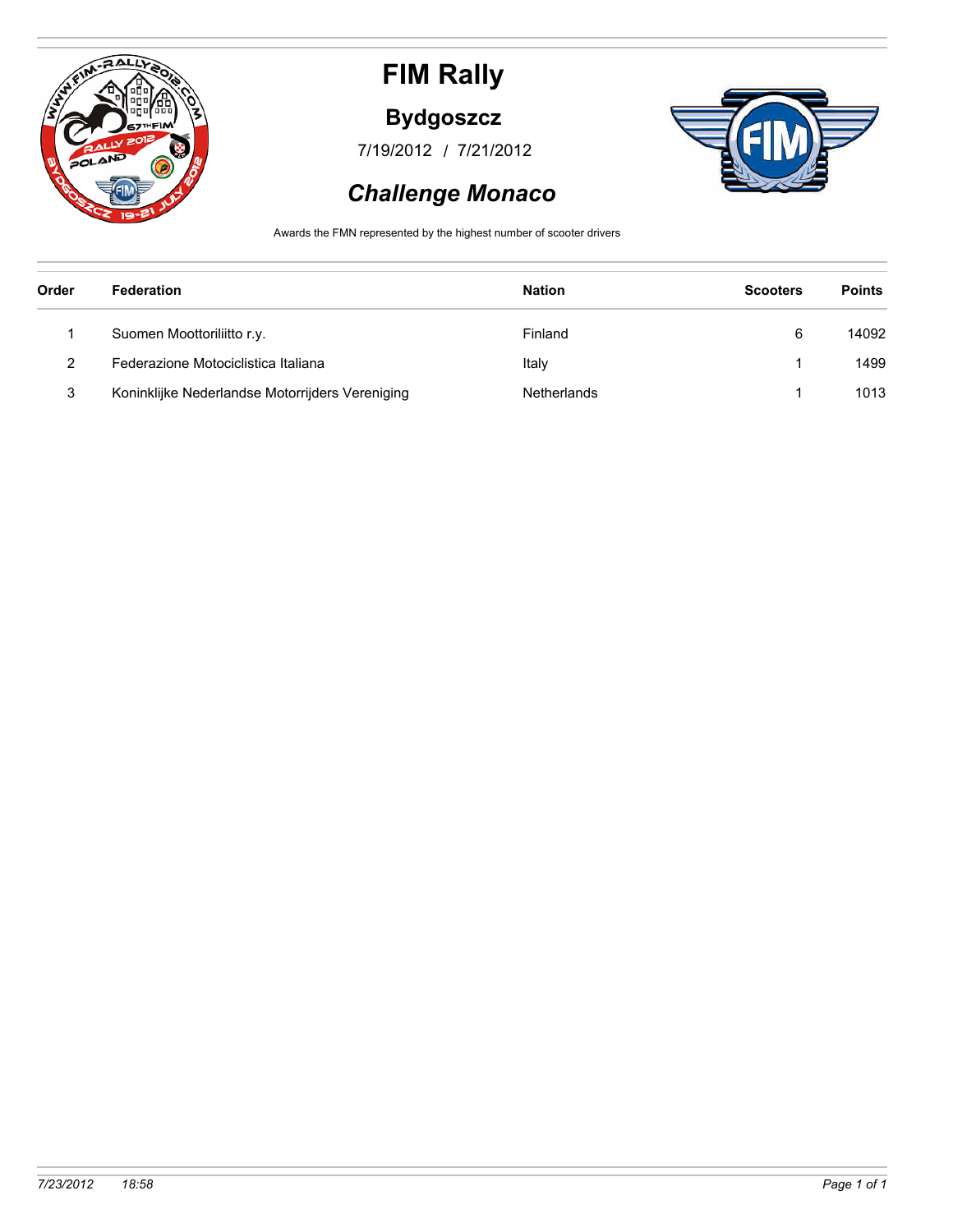# FIM Rally

## Bydgoszcz

7/19/2012 / 7/21/2012

## *Challenge Monaco*

Awards the FMN represented by the highest number of scooter drivers

| Order | Federation | Nation | Scooters | Points |
|---|---|---|---|---|
| 1 | Suomen Moottoriliitto r.y. | Finland | 6 | 14092 |
| 2 | Federazione Motociclistica Italiana | Italy | 1 | 1499 |
| 3 | Koninklijke Nederlandse Motorrijders Vereniging | Netherlands | 1 | 1013 |

*7/23/2012 18:58*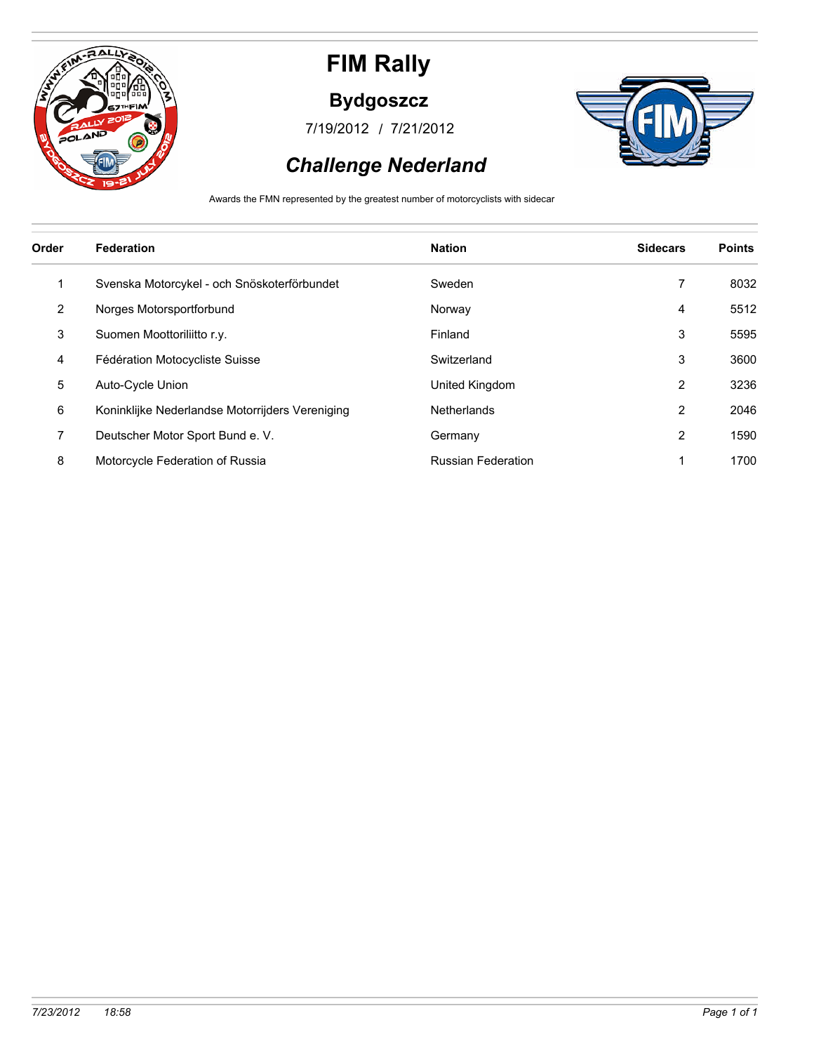# FIM Rally

## Bydgoszcz

7/19/2012 / 7/21/2012

## *Challenge Nederland*

Awards the FMN represented by the greatest number of motorcyclists with sidecar

| Order | Federation | Nation | Sidecars | Points |
|---|---|---|---|---|
| 1 | Svenska Motorcykel - och Snöskoterförbundet | Sweden | 7 | 8032 |
| 2 | Norges Motorsportforbund | Norway | 4 | 5512 |
| 3 | Suomen Moottoriliitto r.y. | Finland | 3 | 5595 |
| 4 | Fédération Motocycliste Suisse | Switzerland | 3 | 3600 |
| 5 | Auto-Cycle Union | United Kingdom | 2 | 3236 |
| 6 | Koninklijke Nederlandse Motorrijders Vereniging | Netherlands | 2 | 2046 |
| 7 | Deutscher Motor Sport Bund e. V. | Germany | 2 | 1590 |
| 8 | Motorcycle Federation of Russia | Russian Federation | 1 | 1700 |

*7/23/2012 18:58*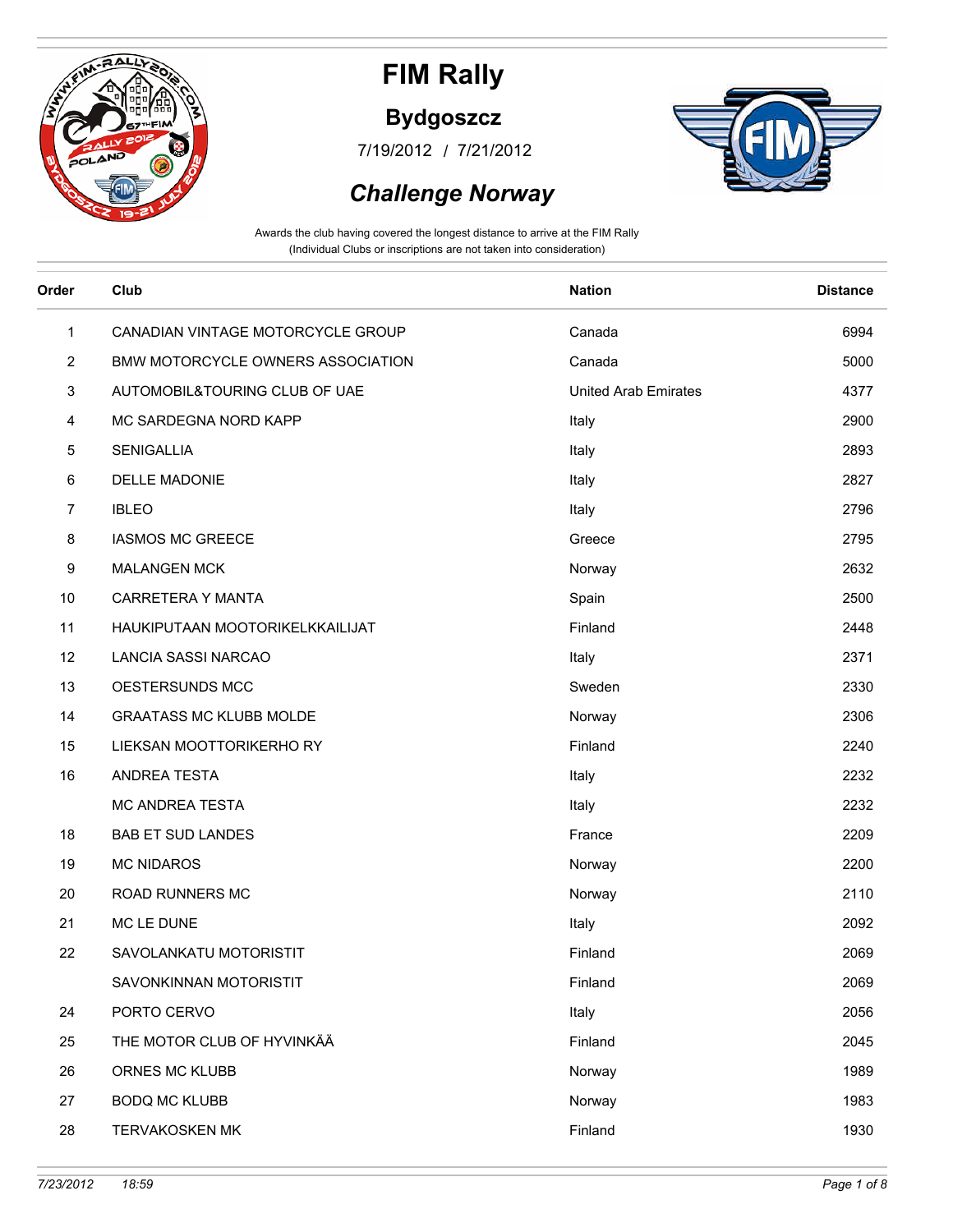# FIM Rally

## Bydgoszcz

7/19/2012 / 7/21/2012

## *Challenge Norway*

Awards the club having covered the longest distance to arrive at the FIM Rally
(Individual Clubs or inscriptions are not taken into consideration)

| Order | Club | Nation | Distance |
|---|---|---|---|
| 1 | CANADIAN VINTAGE MOTORCYCLE GROUP | Canada | 6994 |
| 2 | BMW MOTORCYCLE OWNERS ASSOCIATION | Canada | 5000 |
| 3 | AUTOMOBIL&TOURING CLUB OF UAE | United Arab Emirates | 4377 |
| 4 | MC SARDEGNA NORD KAPP | Italy | 2900 |
| 5 | SENIGALLIA | Italy | 2893 |
| 6 | DELLE MADONIE | Italy | 2827 |
| 7 | IBLEO | Italy | 2796 |
| 8 | IASMOS MC GREECE | Greece | 2795 |
| 9 | MALANGEN MCK | Norway | 2632 |
| 10 | CARRETERA Y MANTA | Spain | 2500 |
| 11 | HAUKIPUTAAN MOOTORIKELKKAILIJAT | Finland | 2448 |
| 12 | LANCIA SASSI NARCAO | Italy | 2371 |
| 13 | OESTERSUNDS MCC | Sweden | 2330 |
| 14 | GRAATASS MC KLUBB MOLDE | Norway | 2306 |
| 15 | LIEKSAN MOOTTORIKERHO RY | Finland | 2240 |
| 16 | ANDREA TESTA | Italy | 2232 |
| | MC ANDREA TESTA | Italy | 2232 |
| 18 | BAB ET SUD LANDES | France | 2209 |
| 19 | MC NIDAROS | Norway | 2200 |
| 20 | ROAD RUNNERS MC | Norway | 2110 |
| 21 | MC LE DUNE | Italy | 2092 |
| 22 | SAVOLANKATU MOTORISTIT | Finland | 2069 |
| | SAVONKINNAN MOTORISTIT | Finland | 2069 |
| 24 | PORTO CERVO | Italy | 2056 |
| 25 | THE MOTOR CLUB OF HYVINKÄÄ | Finland | 2045 |
| 26 | ORNES MC KLUBB | Norway | 1989 |
| 27 | BODQ MC KLUBB | Norway | 1983 |
| 28 | TERVAKOSKEN MK | Finland | 1930 |

*7/23/2012 18:59*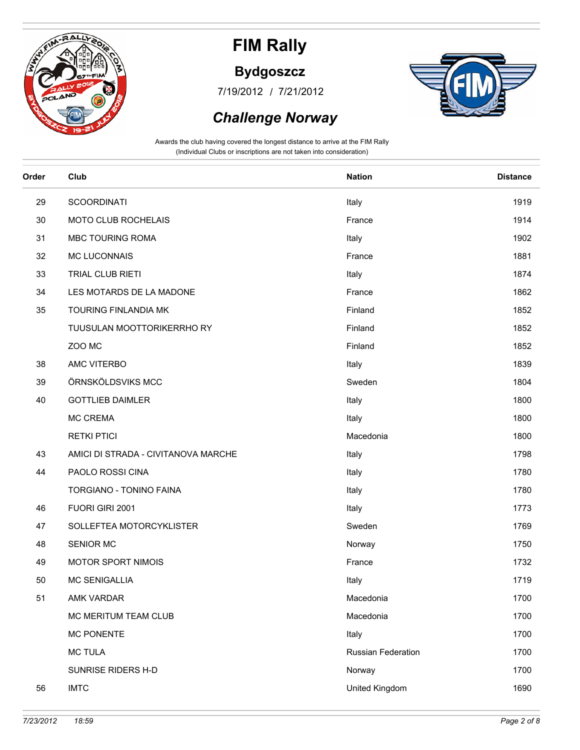# FIM Rally

## Bydgoszcz

7/19/2012 / 7/21/2012

## *Challenge Norway*

Awards the club having covered the longest distance to arrive at the FIM Rally
(Individual Clubs or inscriptions are not taken into consideration)

| Order | Club | Nation | Distance |
|---|---|---|---|
| 29 | SCOORDINATI | Italy | 1919 |
| 30 | MOTO CLUB ROCHELAIS | France | 1914 |
| 31 | MBC TOURING ROMA | Italy | 1902 |
| 32 | MC LUCONNAIS | France | 1881 |
| 33 | TRIAL CLUB RIETI | Italy | 1874 |
| 34 | LES MOTARDS DE LA MADONE | France | 1862 |
| 35 | TOURING FINLANDIA MK | Finland | 1852 |
| | TUUSULAN MOOTTORIKERRHO RY | Finland | 1852 |
| | ZOO MC | Finland | 1852 |
| 38 | AMC VITERBO | Italy | 1839 |
| 39 | ÖRNSKÖLDSVIKS MCC | Sweden | 1804 |
| 40 | GOTTLIEB DAIMLER | Italy | 1800 |
| | MC CREMA | Italy | 1800 |
| | RETKI PTICI | Macedonia | 1800 |
| 43 | AMICI DI STRADA - CIVITANOVA MARCHE | Italy | 1798 |
| 44 | PAOLO ROSSI CINA | Italy | 1780 |
| | TORGIANO - TONINO FAINA | Italy | 1780 |
| 46 | FUORI GIRI 2001 | Italy | 1773 |
| 47 | SOLLEFTEA MOTORCYKLISTER | Sweden | 1769 |
| 48 | SENIOR MC | Norway | 1750 |
| 49 | MOTOR SPORT NIMOIS | France | 1732 |
| 50 | MC SENIGALLIA | Italy | 1719 |
| 51 | AMK VARDAR | Macedonia | 1700 |
| | MC MERITUM TEAM CLUB | Macedonia | 1700 |
| | MC PONENTE | Italy | 1700 |
| | MC TULA | Russian Federation | 1700 |
| | SUNRISE RIDERS H-D | Norway | 1700 |
| 56 | IMTC | United Kingdom | 1690 |

*7/23/2012 18:59*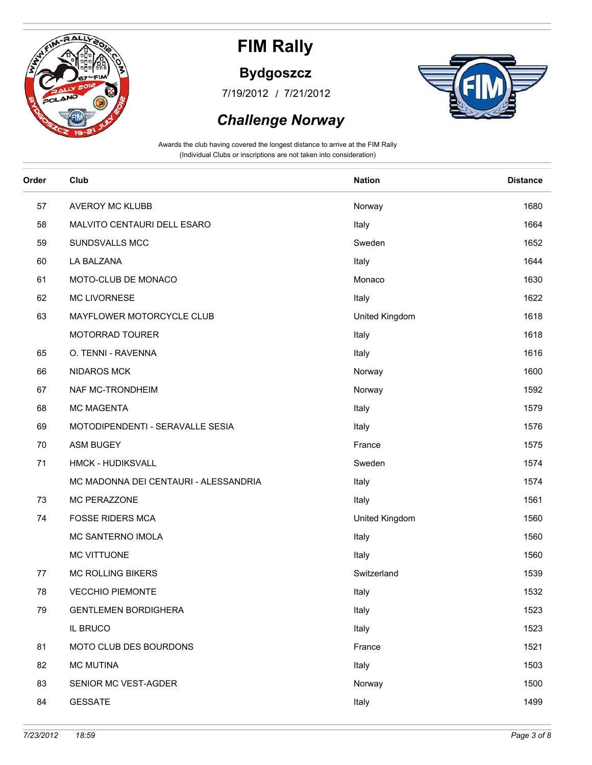# FIM Rally

## Bydgoszcz

7/19/2012 / 7/21/2012

## *Challenge Norway*

Awards the club having covered the longest distance to arrive at the FIM Rally
(Individual Clubs or inscriptions are not taken into consideration)

| Order | Club | Nation | Distance |
|---|---|---|---|
| 57 | AVEROY MC KLUBB | Norway | 1680 |
| 58 | MALVITO CENTAURI DELL ESARO | Italy | 1664 |
| 59 | SUNDSVALLS MCC | Sweden | 1652 |
| 60 | LA BALZANA | Italy | 1644 |
| 61 | MOTO-CLUB DE MONACO | Monaco | 1630 |
| 62 | MC LIVORNESE | Italy | 1622 |
| 63 | MAYFLOWER MOTORCYCLE CLUB | United Kingdom | 1618 |
| | MOTORRAD TOURER | Italy | 1618 |
| 65 | O. TENNI - RAVENNA | Italy | 1616 |
| 66 | NIDAROS MCK | Norway | 1600 |
| 67 | NAF MC-TRONDHEIM | Norway | 1592 |
| 68 | MC MAGENTA | Italy | 1579 |
| 69 | MOTODIPENDENTI - SERAVALLE SESIA | Italy | 1576 |
| 70 | ASM BUGEY | France | 1575 |
| 71 | HMCK - HUDIKSVALL | Sweden | 1574 |
| | MC MADONNA DEI CENTAURI - ALESSANDRIA | Italy | 1574 |
| 73 | MC PERAZZONE | Italy | 1561 |
| 74 | FOSSE RIDERS MCA | United Kingdom | 1560 |
| | MC SANTERNO IMOLA | Italy | 1560 |
| | MC VITTUONE | Italy | 1560 |
| 77 | MC ROLLING BIKERS | Switzerland | 1539 |
| 78 | VECCHIO PIEMONTE | Italy | 1532 |
| 79 | GENTLEMEN BORDIGHERA | Italy | 1523 |
| | IL BRUCO | Italy | 1523 |
| 81 | MOTO CLUB DES BOURDONS | France | 1521 |
| 82 | MC MUTINA | Italy | 1503 |
| 83 | SENIOR MC VEST-AGDER | Norway | 1500 |
| 84 | GESSATE | Italy | 1499 |

*7/23/2012 18:59*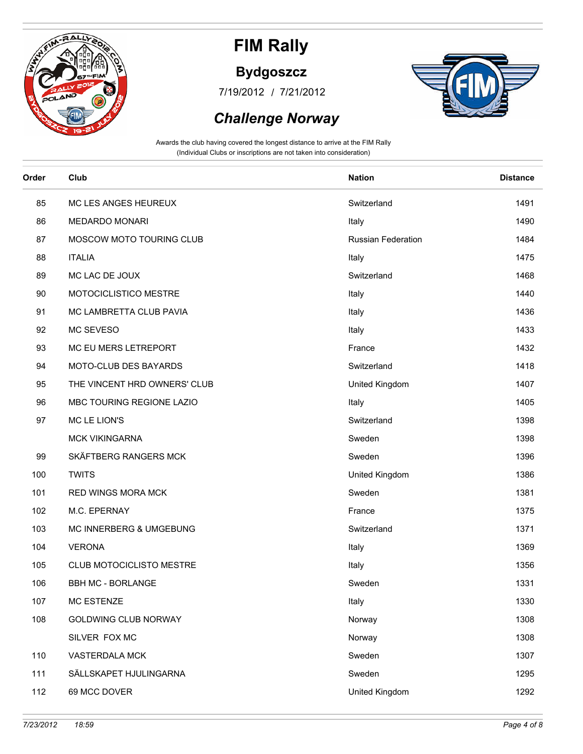# FIM Rally

## Bydgoszcz

7/19/2012 / 7/21/2012

## *Challenge Norway*

Awards the club having covered the longest distance to arrive at the FIM Rally
(Individual Clubs or inscriptions are not taken into consideration)

| Order | Club | Nation | Distance |
|---|---|---|---|
| 85 | MC LES ANGES HEUREUX | Switzerland | 1491 |
| 86 | MEDARDO MONARI | Italy | 1490 |
| 87 | MOSCOW MOTO TOURING CLUB | Russian Federation | 1484 |
| 88 | ITALIA | Italy | 1475 |
| 89 | MC LAC DE JOUX | Switzerland | 1468 |
| 90 | MOTOCICLISTICO MESTRE | Italy | 1440 |
| 91 | MC LAMBRETTA CLUB PAVIA | Italy | 1436 |
| 92 | MC SEVESO | Italy | 1433 |
| 93 | MC EU MERS LETREPORT | France | 1432 |
| 94 | MOTO-CLUB DES BAYARDS | Switzerland | 1418 |
| 95 | THE VINCENT HRD OWNERS' CLUB | United Kingdom | 1407 |
| 96 | MBC TOURING REGIONE LAZIO | Italy | 1405 |
| 97 | MC LE LION'S | Switzerland | 1398 |
| | MCK VIKINGARNA | Sweden | 1398 |
| 99 | SKÄFTBERG RANGERS MCK | Sweden | 1396 |
| 100 | TWITS | United Kingdom | 1386 |
| 101 | RED WINGS MORA MCK | Sweden | 1381 |
| 102 | M.C. EPERNAY | France | 1375 |
| 103 | MC INNERBERG & UMGEBUNG | Switzerland | 1371 |
| 104 | VERONA | Italy | 1369 |
| 105 | CLUB MOTOCICLISTO MESTRE | Italy | 1356 |
| 106 | BBH MC - BORLANGE | Sweden | 1331 |
| 107 | MC ESTENZE | Italy | 1330 |
| 108 | GOLDWING CLUB NORWAY | Norway | 1308 |
| | SILVER FOX MC | Norway | 1308 |
| 110 | VASTERDALA MCK | Sweden | 1307 |
| 111 | SÄLLSKAPET HJULINGARNA | Sweden | 1295 |
| 112 | 69 MCC DOVER | United Kingdom | 1292 |

*7/23/2012 18:59*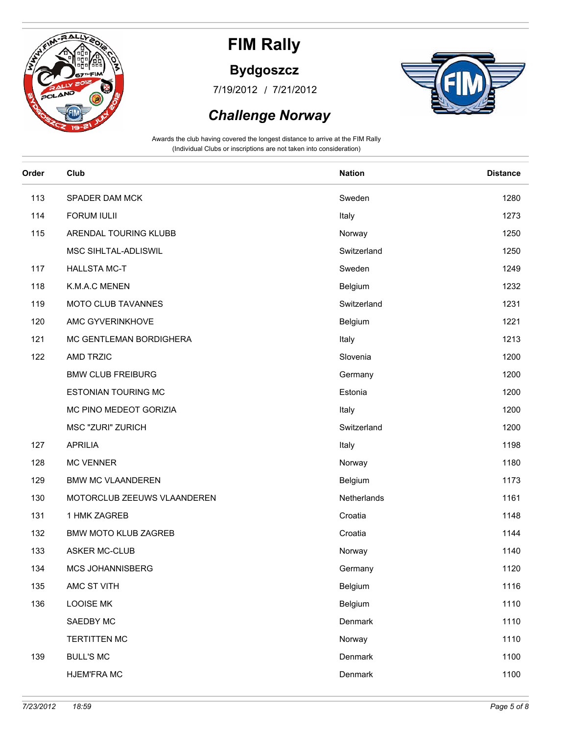# FIM Rally

## Bydgoszcz

7/19/2012 / 7/21/2012

## *Challenge Norway*

Awards the club having covered the longest distance to arrive at the FIM Rally
(Individual Clubs or inscriptions are not taken into consideration)

| Order | Club | Nation | Distance |
|---|---|---|---|
| 113 | SPADER DAM MCK | Sweden | 1280 |
| 114 | FORUM IULII | Italy | 1273 |
| 115 | ARENDAL TOURING KLUBB | Norway | 1250 |
| | MSC SIHLTAL-ADLISWIL | Switzerland | 1250 |
| 117 | HALLSTA MC-T | Sweden | 1249 |
| 118 | K.M.A.C MENEN | Belgium | 1232 |
| 119 | MOTO CLUB TAVANNES | Switzerland | 1231 |
| 120 | AMC GYVERINKHOVE | Belgium | 1221 |
| 121 | MC GENTLEMAN BORDIGHERA | Italy | 1213 |
| 122 | AMD TRZIC | Slovenia | 1200 |
| | BMW CLUB FREIBURG | Germany | 1200 |
| | ESTONIAN TOURING MC | Estonia | 1200 |
| | MC PINO MEDEOT GORIZIA | Italy | 1200 |
| | MSC "ZURI" ZURICH | Switzerland | 1200 |
| 127 | APRILIA | Italy | 1198 |
| 128 | MC VENNER | Norway | 1180 |
| 129 | BMW MC VLAANDEREN | Belgium | 1173 |
| 130 | MOTORCLUB ZEEUWS VLAANDEREN | Netherlands | 1161 |
| 131 | 1 HMK ZAGREB | Croatia | 1148 |
| 132 | BMW MOTO KLUB ZAGREB | Croatia | 1144 |
| 133 | ASKER MC-CLUB | Norway | 1140 |
| 134 | MCS JOHANNISBERG | Germany | 1120 |
| 135 | AMC ST VITH | Belgium | 1116 |
| 136 | LOOISE MK | Belgium | 1110 |
| | SAEDBY MC | Denmark | 1110 |
| | TERTITTEN MC | Norway | 1110 |
| 139 | BULL'S MC | Denmark | 1100 |
| | HJEM'FRA MC | Denmark | 1100 |

7/23/2012 18:59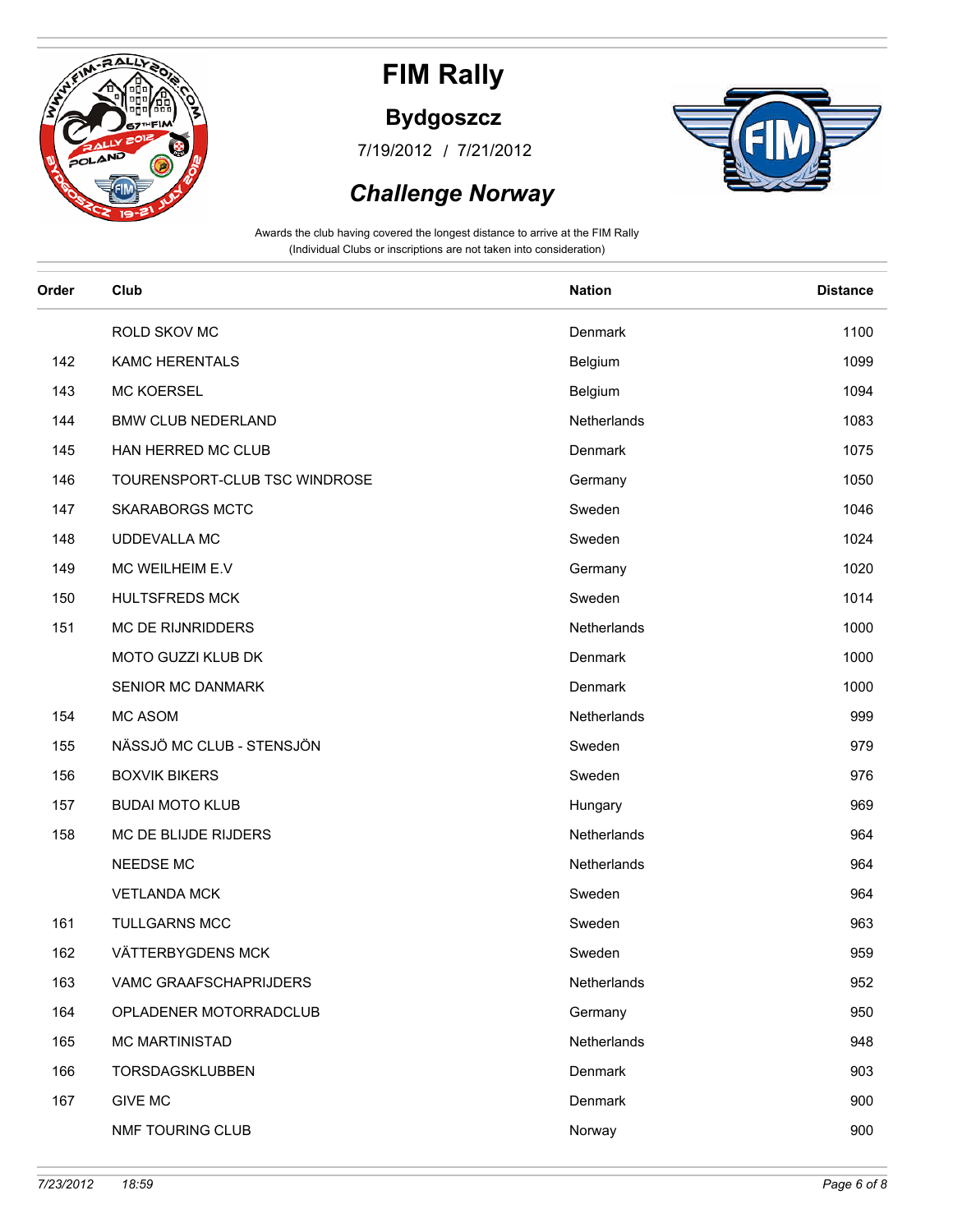# FIM Rally

## Bydgoszcz

7/19/2012 / 7/21/2012

### *Challenge Norway*

Awards the club having covered the longest distance to arrive at the FIM Rally
(Individual Clubs or inscriptions are not taken into consideration)

| Order | Club | Nation | Distance |
|---|---|---|---|
| | ROLD SKOV MC | Denmark | 1100 |
| 142 | KAMC HERENTALS | Belgium | 1099 |
| 143 | MC KOERSEL | Belgium | 1094 |
| 144 | BMW CLUB NEDERLAND | Netherlands | 1083 |
| 145 | HAN HERRED MC CLUB | Denmark | 1075 |
| 146 | TOURENSPORT-CLUB TSC WINDROSE | Germany | 1050 |
| 147 | SKARABORGS MCTC | Sweden | 1046 |
| 148 | UDDEVALLA MC | Sweden | 1024 |
| 149 | MC WEILHEIM E.V | Germany | 1020 |
| 150 | HULTSFREDS MCK | Sweden | 1014 |
| 151 | MC DE RIJNRIDDERS | Netherlands | 1000 |
| | MOTO GUZZI KLUB DK | Denmark | 1000 |
| | SENIOR MC DANMARK | Denmark | 1000 |
| 154 | MC ASOM | Netherlands | 999 |
| 155 | NÄSSJÖ MC CLUB - STENSJÖN | Sweden | 979 |
| 156 | BOXVIK BIKERS | Sweden | 976 |
| 157 | BUDAI MOTO KLUB | Hungary | 969 |
| 158 | MC DE BLIJDE RIJDERS | Netherlands | 964 |
| | NEEDSE MC | Netherlands | 964 |
| | VETLANDA MCK | Sweden | 964 |
| 161 | TULLGARNS MCC | Sweden | 963 |
| 162 | VÄTTERBYGDENS MCK | Sweden | 959 |
| 163 | VAMC GRAAFSCHAPRIJDERS | Netherlands | 952 |
| 164 | OPLADENER MOTORRADCLUB | Germany | 950 |
| 165 | MC MARTINISTAD | Netherlands | 948 |
| 166 | TORSDAGSKLUBBEN | Denmark | 903 |
| 167 | GIVE MC | Denmark | 900 |
| | NMF TOURING CLUB | Norway | 900 |

7/23/2012 18:59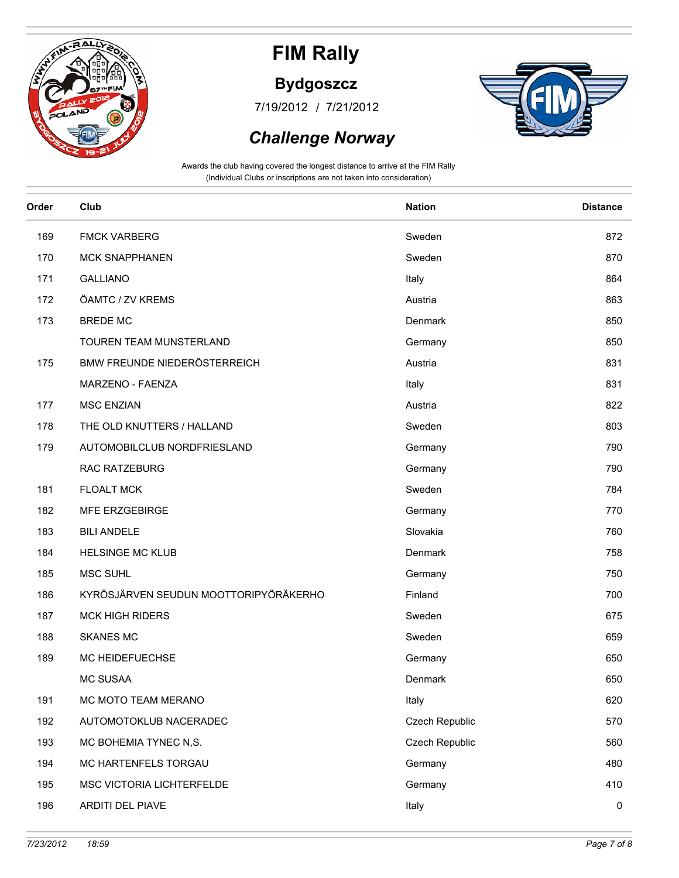# FIM Rally

## Bydgoszcz

7/19/2012 / 7/21/2012

## *Challenge Norway*

Awards the club having covered the longest distance to arrive at the FIM Rally
(Individual Clubs or inscriptions are not taken into consideration)

| Order | Club | Nation | Distance |
|---|---|---|---|
| 169 | FMCK VARBERG | Sweden | 872 |
| 170 | MCK SNAPPHANEN | Sweden | 870 |
| 171 | GALLIANO | Italy | 864 |
| 172 | ÖAMTC / ZV KREMS | Austria | 863 |
| 173 | BREDE MC | Denmark | 850 |
| | TOUREN TEAM MUNSTERLAND | Germany | 850 |
| 175 | BMW FREUNDE NIEDERÖSTERREICH | Austria | 831 |
| | MARZENO - FAENZA | Italy | 831 |
| 177 | MSC ENZIAN | Austria | 822 |
| 178 | THE OLD KNUTTERS / HALLAND | Sweden | 803 |
| 179 | AUTOMOBILCLUB NORDFRIESLAND | Germany | 790 |
| | RAC RATZEBURG | Germany | 790 |
| 181 | FLOALT MCK | Sweden | 784 |
| 182 | MFE ERZGEBIRGE | Germany | 770 |
| 183 | BILI ANDELE | Slovakia | 760 |
| 184 | HELSINGE MC KLUB | Denmark | 758 |
| 185 | MSC SUHL | Germany | 750 |
| 186 | KYRÖSJÄRVEN SEUDUN MOOTTORIPYÖRÄKERHO | Finland | 700 |
| 187 | MCK HIGH RIDERS | Sweden | 675 |
| 188 | SKANES MC | Sweden | 659 |
| 189 | MC HEIDEFUECHSE | Germany | 650 |
| | MC SUSAA | Denmark | 650 |
| 191 | MC MOTO TEAM MERANO | Italy | 620 |
| 192 | AUTOMOTOKLUB NACERADEC | Czech Republic | 570 |
| 193 | MC BOHEMIA TYNEC N,S. | Czech Republic | 560 |
| 194 | MC HARTENFELS TORGAU | Germany | 480 |
| 195 | MSC VICTORIA LICHTERFELDE | Germany | 410 |
| 196 | ARDITI DEL PIAVE | Italy | 0 |

7/23/2012 18:59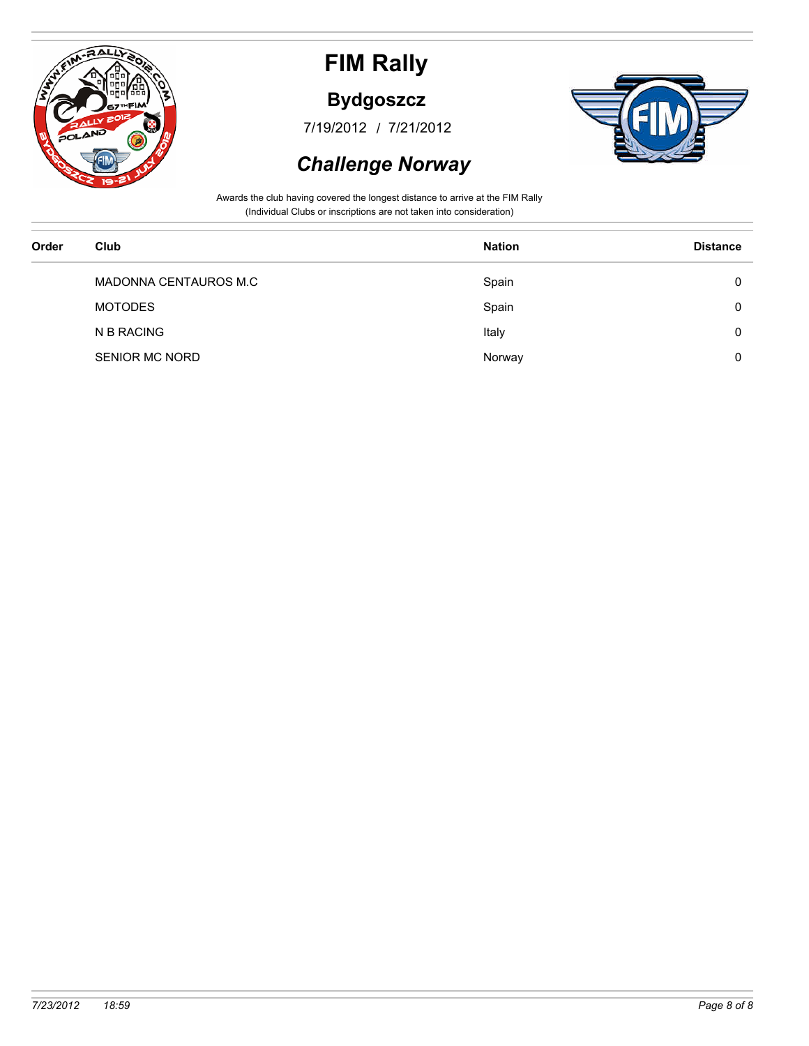# FIM Rally

## Bydgoszcz

7/19/2012 / 7/21/2012

## *Challenge Norway*

Awards the club having covered the longest distance to arrive at the FIM Rally
(Individual Clubs or inscriptions are not taken into consideration)

| Order | Club | Nation | Distance |
|---|---|---|---|
| | MADONNA CENTAUROS M.C | Spain | 0 |
| | MOTODES | Spain | 0 |
| | N B RACING | Italy | 0 |
| | SENIOR MC NORD | Norway | 0 |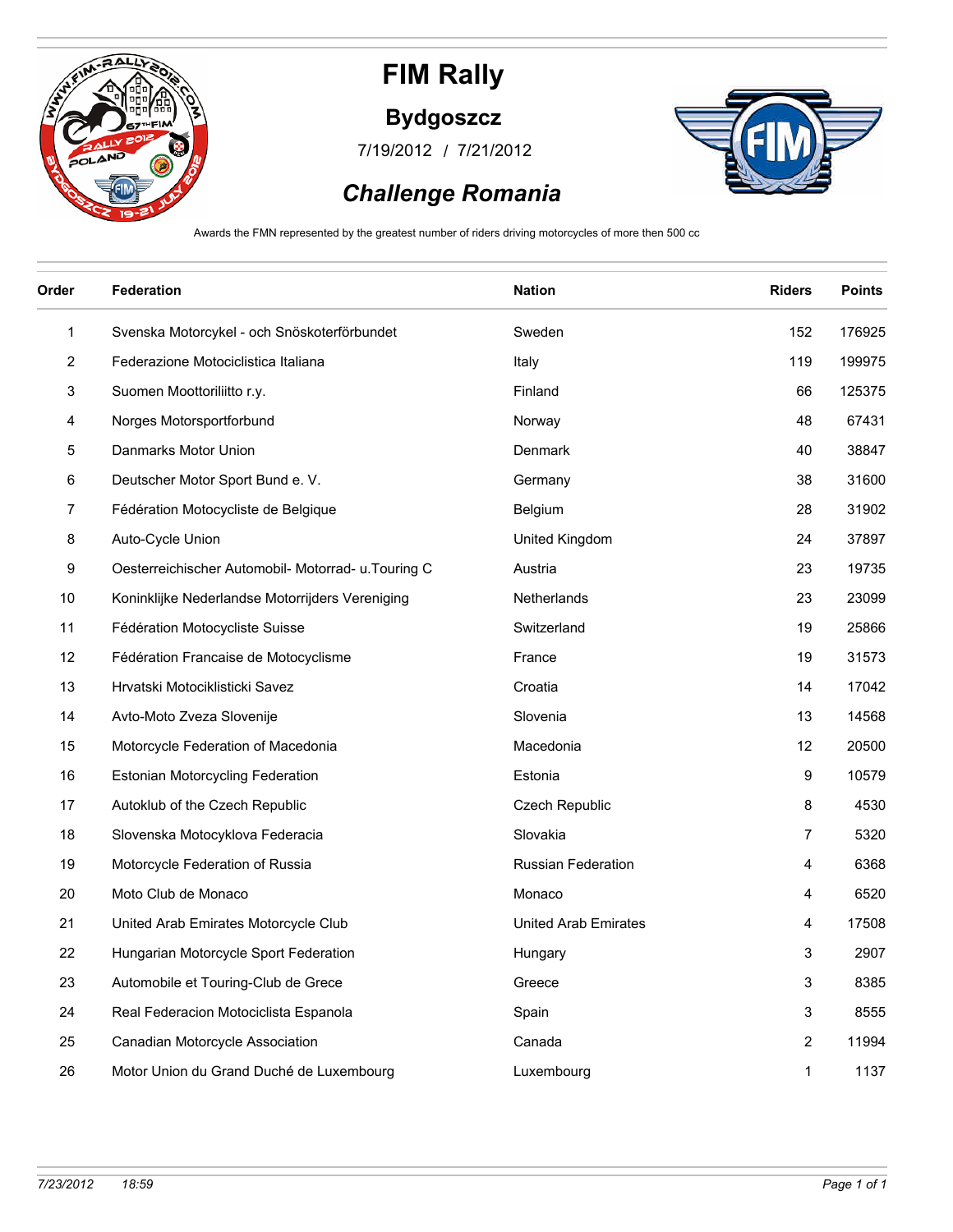# FIM Rally

## Bydgoszcz

7/19/2012 / 7/21/2012

## *Challenge Romania*

Awards the FMN represented by the greatest number of riders driving motorcycles of more then 500 cc

| Order | Federation | Nation | Riders | Points |
|---|---|---|---|---|
| 1 | Svenska Motorcykel - och Snöskoterförbundet | Sweden | 152 | 176925 |
| 2 | Federazione Motociclistica Italiana | Italy | 119 | 199975 |
| 3 | Suomen Moottoriliitto r.y. | Finland | 66 | 125375 |
| 4 | Norges Motorsportforbund | Norway | 48 | 67431 |
| 5 | Danmarks Motor Union | Denmark | 40 | 38847 |
| 6 | Deutscher Motor Sport Bund e. V. | Germany | 38 | 31600 |
| 7 | Fédération Motocycliste de Belgique | Belgium | 28 | 31902 |
| 8 | Auto-Cycle Union | United Kingdom | 24 | 37897 |
| 9 | Oesterreichischer Automobil- Motorrad- u.Touring C | Austria | 23 | 19735 |
| 10 | Koninklijke Nederlandse Motorrijders Vereniging | Netherlands | 23 | 23099 |
| 11 | Fédération Motocycliste Suisse | Switzerland | 19 | 25866 |
| 12 | Fédération Francaise de Motocyclisme | France | 19 | 31573 |
| 13 | Hrvatski Motociklisticki Savez | Croatia | 14 | 17042 |
| 14 | Avto-Moto Zveza Slovenije | Slovenia | 13 | 14568 |
| 15 | Motorcycle Federation of Macedonia | Macedonia | 12 | 20500 |
| 16 | Estonian Motorcycling Federation | Estonia | 9 | 10579 |
| 17 | Autoklub of the Czech Republic | Czech Republic | 8 | 4530 |
| 18 | Slovenska Motocyklova Federacia | Slovakia | 7 | 5320 |
| 19 | Motorcycle Federation of Russia | Russian Federation | 4 | 6368 |
| 20 | Moto Club de Monaco | Monaco | 4 | 6520 |
| 21 | United Arab Emirates Motorcycle Club | United Arab Emirates | 4 | 17508 |
| 22 | Hungarian Motorcycle Sport Federation | Hungary | 3 | 2907 |
| 23 | Automobile et Touring-Club de Grece | Greece | 3 | 8385 |
| 24 | Real Federacion Motociclista Espanola | Spain | 3 | 8555 |
| 25 | Canadian Motorcycle Association | Canada | 2 | 11994 |
| 26 | Motor Union du Grand Duché de Luxembourg | Luxembourg | 1 | 1137 |

*7/23/2012 18:59*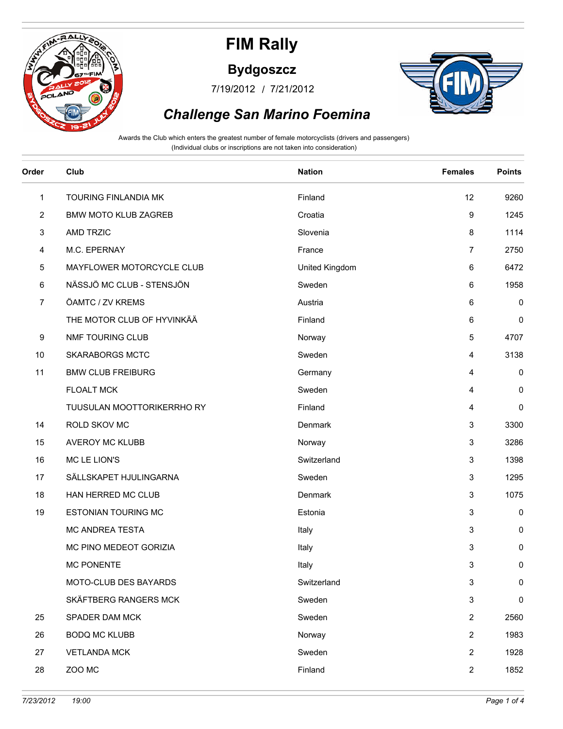# FIM Rally

## Bydgoszcz

7/19/2012 / 7/21/2012

## *Challenge San Marino Foemina*

Awards the Club which enters the greatest number of female motorcyclists (drivers and passengers)
(Individual clubs or inscriptions are not taken into consideration)

| Order | Club | Nation | Females | Points |
|---|---|---|---|---|
| 1 | TOURING FINLANDIA MK | Finland | 12 | 9260 |
| 2 | BMW MOTO KLUB ZAGREB | Croatia | 9 | 1245 |
| 3 | AMD TRZIC | Slovenia | 8 | 1114 |
| 4 | M.C. EPERNAY | France | 7 | 2750 |
| 5 | MAYFLOWER MOTORCYCLE CLUB | United Kingdom | 6 | 6472 |
| 6 | NÄSSJÖ MC CLUB - STENSJÖN | Sweden | 6 | 1958 |
| 7 | ÖAMTC / ZV KREMS | Austria | 6 | 0 |
| | THE MOTOR CLUB OF HYVINKÄÄ | Finland | 6 | 0 |
| 9 | NMF TOURING CLUB | Norway | 5 | 4707 |
| 10 | SKARABORGS MCTC | Sweden | 4 | 3138 |
| 11 | BMW CLUB FREIBURG | Germany | 4 | 0 |
| | FLOALT MCK | Sweden | 4 | 0 |
| | TUUSULAN MOOTTORIKERRHO RY | Finland | 4 | 0 |
| 14 | ROLD SKOV MC | Denmark | 3 | 3300 |
| 15 | AVEROY MC KLUBB | Norway | 3 | 3286 |
| 16 | MC LE LION'S | Switzerland | 3 | 1398 |
| 17 | SÄLLSKAPET HJULINGARNA | Sweden | 3 | 1295 |
| 18 | HAN HERRED MC CLUB | Denmark | 3 | 1075 |
| 19 | ESTONIAN TOURING MC | Estonia | 3 | 0 |
| | MC ANDREA TESTA | Italy | 3 | 0 |
| | MC PINO MEDEOT GORIZIA | Italy | 3 | 0 |
| | MC PONENTE | Italy | 3 | 0 |
| | MOTO-CLUB DES BAYARDS | Switzerland | 3 | 0 |
| | SKÄFTBERG RANGERS MCK | Sweden | 3 | 0 |
| 25 | SPADER DAM MCK | Sweden | 2 | 2560 |
| 26 | BODQ MC KLUBB | Norway | 2 | 1983 |
| 27 | VETLANDA MCK | Sweden | 2 | 1928 |
| 28 | ZOO MC | Finland | 2 | 1852 |

*7/23/2012 19:00*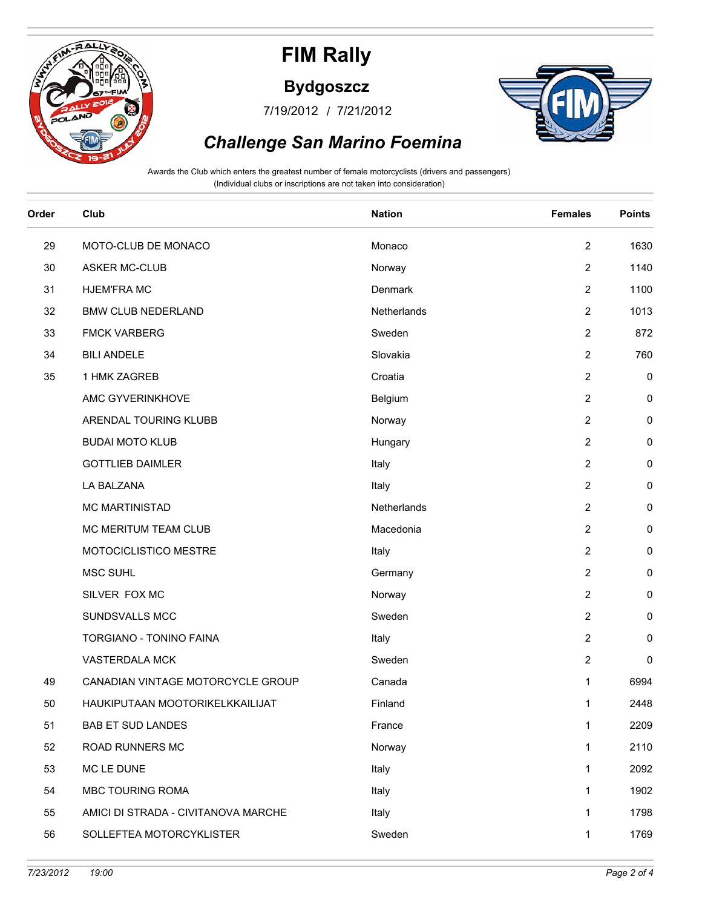# FIM Rally

## Bydgoszcz

7/19/2012 / 7/21/2012

## *Challenge San Marino Foemina*

Awards the Club which enters the greatest number of female motorcyclists (drivers and passengers)
(Individual clubs or inscriptions are not taken into consideration)

| Order | Club | Nation | Females | Points |
|---|---|---|---|---|
| 29 | MOTO-CLUB DE MONACO | Monaco | 2 | 1630 |
| 30 | ASKER MC-CLUB | Norway | 2 | 1140 |
| 31 | HJEM'FRA MC | Denmark | 2 | 1100 |
| 32 | BMW CLUB NEDERLAND | Netherlands | 2 | 1013 |
| 33 | FMCK VARBERG | Sweden | 2 | 872 |
| 34 | BILI ANDELE | Slovakia | 2 | 760 |
| 35 | 1 HMK ZAGREB | Croatia | 2 | 0 |
| | AMC GYVERINKHOVE | Belgium | 2 | 0 |
| | ARENDAL TOURING KLUBB | Norway | 2 | 0 |
| | BUDAI MOTO KLUB | Hungary | 2 | 0 |
| | GOTTLIEB DAIMLER | Italy | 2 | 0 |
| | LA BALZANA | Italy | 2 | 0 |
| | MC MARTINISTAD | Netherlands | 2 | 0 |
| | MC MERITUM TEAM CLUB | Macedonia | 2 | 0 |
| | MOTOCICLISTICO MESTRE | Italy | 2 | 0 |
| | MSC SUHL | Germany | 2 | 0 |
| | SILVER FOX MC | Norway | 2 | 0 |
| | SUNDSVALLS MCC | Sweden | 2 | 0 |
| | TORGIANO - TONINO FAINA | Italy | 2 | 0 |
| | VASTERDALA MCK | Sweden | 2 | 0 |
| 49 | CANADIAN VINTAGE MOTORCYCLE GROUP | Canada | 1 | 6994 |
| 50 | HAUKIPUTAAN MOOTORIKELKKAILIJAT | Finland | 1 | 2448 |
| 51 | BAB ET SUD LANDES | France | 1 | 2209 |
| 52 | ROAD RUNNERS MC | Norway | 1 | 2110 |
| 53 | MC LE DUNE | Italy | 1 | 2092 |
| 54 | MBC TOURING ROMA | Italy | 1 | 1902 |
| 55 | AMICI DI STRADA - CIVITANOVA MARCHE | Italy | 1 | 1798 |
| 56 | SOLLEFTEA MOTORCYKLISTER | Sweden | 1 | 1769 |

*7/23/2012 19:00*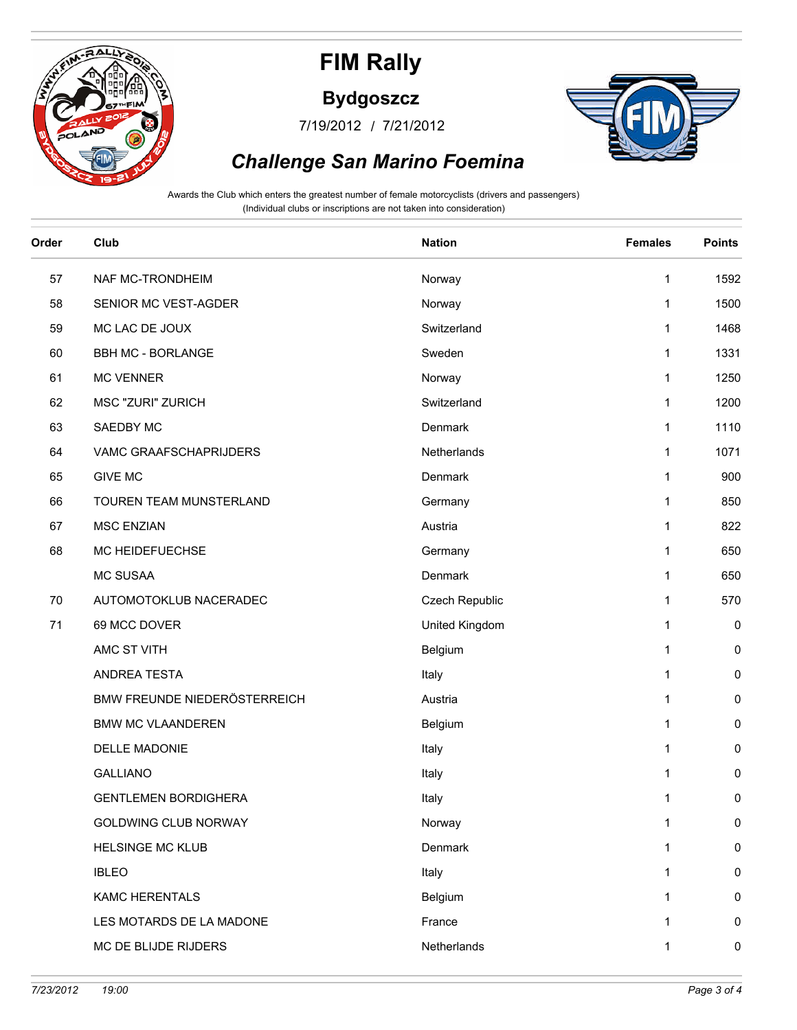# FIM Rally

## Bydgoszcz

7/19/2012 / 7/21/2012

## *Challenge San Marino Foemina*

Awards the Club which enters the greatest number of female motorcyclists (drivers and passengers)
(Individual clubs or inscriptions are not taken into consideration)

| Order | Club | Nation | Females | Points |
|---|---|---|---|---|
| 57 | NAF MC-TRONDHEIM | Norway | 1 | 1592 |
| 58 | SENIOR MC VEST-AGDER | Norway | 1 | 1500 |
| 59 | MC LAC DE JOUX | Switzerland | 1 | 1468 |
| 60 | BBH MC - BORLANGE | Sweden | 1 | 1331 |
| 61 | MC VENNER | Norway | 1 | 1250 |
| 62 | MSC "ZURI" ZURICH | Switzerland | 1 | 1200 |
| 63 | SAEDBY MC | Denmark | 1 | 1110 |
| 64 | VAMC GRAAFSCHAPRIJDERS | Netherlands | 1 | 1071 |
| 65 | GIVE MC | Denmark | 1 | 900 |
| 66 | TOUREN TEAM MUNSTERLAND | Germany | 1 | 850 |
| 67 | MSC ENZIAN | Austria | 1 | 822 |
| 68 | MC HEIDEFUECHSE | Germany | 1 | 650 |
| | MC SUSAA | Denmark | 1 | 650 |
| 70 | AUTOMOTOKLUB NACERADEC | Czech Republic | 1 | 570 |
| 71 | 69 MCC DOVER | United Kingdom | 1 | 0 |
| | AMC ST VITH | Belgium | 1 | 0 |
| | ANDREA TESTA | Italy | 1 | 0 |
| | BMW FREUNDE NIEDERÖSTERREICH | Austria | 1 | 0 |
| | BMW MC VLAANDEREN | Belgium | 1 | 0 |
| | DELLE MADONIE | Italy | 1 | 0 |
| | GALLIANO | Italy | 1 | 0 |
| | GENTLEMEN BORDIGHERA | Italy | 1 | 0 |
| | GOLDWING CLUB NORWAY | Norway | 1 | 0 |
| | HELSINGE MC KLUB | Denmark | 1 | 0 |
| | IBLEO | Italy | 1 | 0 |
| | KAMC HERENTALS | Belgium | 1 | 0 |
| | LES MOTARDS DE LA MADONE | France | 1 | 0 |
| | MC DE BLIJDE RIJDERS | Netherlands | 1 | 0 |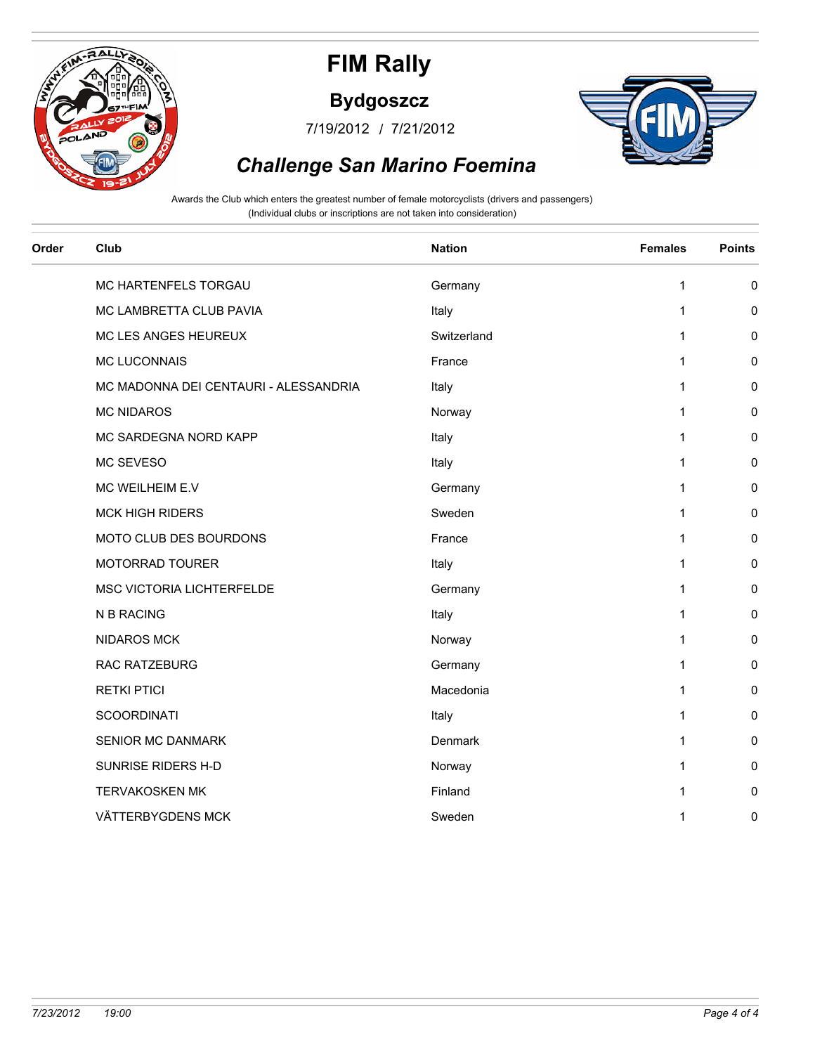# FIM Rally

## Bydgoszcz

7/19/2012 / 7/21/2012

## *Challenge San Marino Foemina*

Awards the Club which enters the greatest number of female motorcyclists (drivers and passengers)
(Individual clubs or inscriptions are not taken into consideration)

| Order | Club | Nation | Females | Points |
|---|---|---|---|---|
| | MC HARTENFELS TORGAU | Germany | 1 | 0 |
| | MC LAMBRETTA CLUB PAVIA | Italy | 1 | 0 |
| | MC LES ANGES HEUREUX | Switzerland | 1 | 0 |
| | MC LUCONNAIS | France | 1 | 0 |
| | MC MADONNA DEI CENTAURI - ALESSANDRIA | Italy | 1 | 0 |
| | MC NIDAROS | Norway | 1 | 0 |
| | MC SARDEGNA NORD KAPP | Italy | 1 | 0 |
| | MC SEVESO | Italy | 1 | 0 |
| | MC WEILHEIM E.V | Germany | 1 | 0 |
| | MCK HIGH RIDERS | Sweden | 1 | 0 |
| | MOTO CLUB DES BOURDONS | France | 1 | 0 |
| | MOTORRAD TOURER | Italy | 1 | 0 |
| | MSC VICTORIA LICHTERFELDE | Germany | 1 | 0 |
| | N B RACING | Italy | 1 | 0 |
| | NIDAROS MCK | Norway | 1 | 0 |
| | RAC RATZEBURG | Germany | 1 | 0 |
| | RETKI PTICI | Macedonia | 1 | 0 |
| | SCOORDINATI | Italy | 1 | 0 |
| | SENIOR MC DANMARK | Denmark | 1 | 0 |
| | SUNRISE RIDERS H-D | Norway | 1 | 0 |
| | TERVAKOSKEN MK | Finland | 1 | 0 |
| | VÄTTERBYGDENS MCK | Sweden | 1 | 0 |

*7/23/2012 19:00*